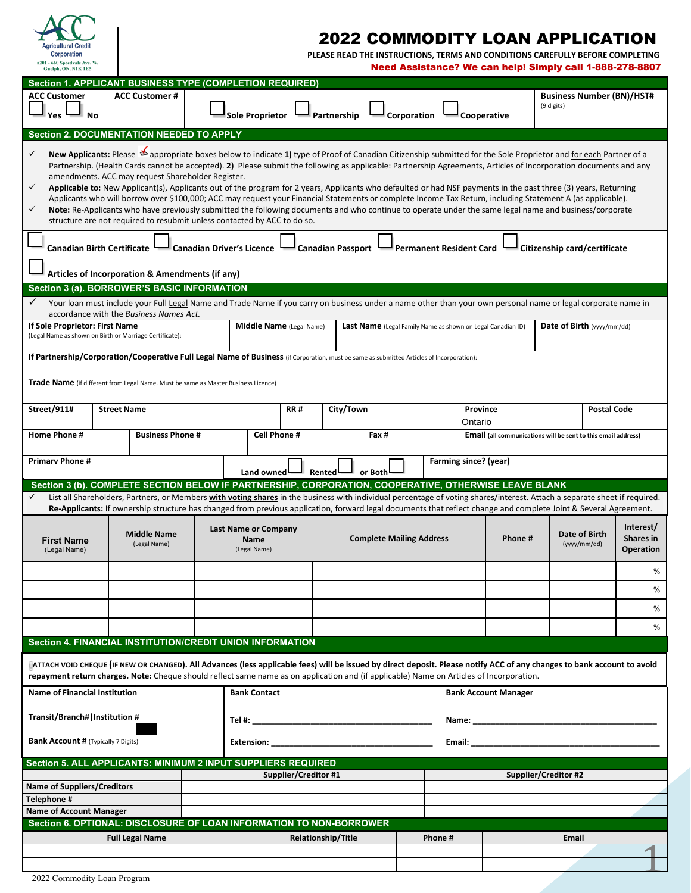Agricultural Credit Corporation
#201 - 660 Speedvale Ave. W. Guelph, ON, N1K 1E5

# 2022 COMMODITY LOAN APPLICATION

**PLEASE READ THE INSTRUCTIONS, TERMS AND CONDITIONS CAREFULLY BEFORE COMPLETING**

**Need Assistance? We can help! Simply call 1-888-278-8807**

## Section 1. APPLICANT BUSINESS TYPE (COMPLETION REQUIRED)

| ACC Customer | ACC Customer # | | Business Number (BN)/HST# (9 digits) |
|---|---|---|---|
| ☐ Yes ☐ No | | ☐ Sole Proprietor ☐ Partnership ☐ Corporation ☐ Cooperative | |

## Section 2. DOCUMENTATION NEEDED TO APPLY

- ✓ **New Applicants:** Please ✓ appropriate boxes below to indicate **1)** type of Proof of Canadian Citizenship submitted for the Sole Proprietor and for each Partner of a Partnership. (Health Cards cannot be accepted). **2)** Please submit the following as applicable: Partnership Agreements, Articles of Incorporation documents and any amendments. ACC may request Shareholder Register.
- ✓ **Applicable to:** New Applicant(s), Applicants out of the program for 2 years, Applicants who defaulted or had NSF payments in the past three (3) years, Returning Applicants who will borrow over $100,000; ACC may request your Financial Statements or complete Income Tax Return, including Statement A (as applicable).
- ✓ **Note:** Re-Applicants who have previously submitted the following documents and who continue to operate under the same legal name and business/corporate structure are not required to resubmit unless contacted by ACC to do so.

☐ Canadian Birth Certificate ☐ Canadian Driver's Licence ☐ Canadian Passport ☐ Permanent Resident Card ☐ Citizenship card/certificate

☐ Articles of Incorporation & Amendments (if any)

## Section 3 (a). BORROWER'S BASIC INFORMATION

- ✓ Your loan must include your Full Legal Name and Trade Name if you carry on business under a name other than your own personal name or legal corporate name in accordance with the *Business Names Act.*

| If Sole Proprietor: First Name (Legal Name as shown on Birth or Marriage Certificate): | Middle Name (Legal Name) | Last Name (Legal Family Name as shown on Legal Canadian ID) | Date of Birth (yyyy/mm/dd) |
|---|---|---|---|
| | | | |

**If Partnership/Corporation/Cooperative Full Legal Name of Business** (if Corporation, must be same as submitted Articles of Incorporation):

**Trade Name** (if different from Legal Name. Must be same as Master Business Licence)

| Street/911# | Street Name | RR # | City/Town | Province | Postal Code |
|---|---|---|---|---|---|
| | | | | Ontario | |

| Home Phone # | Business Phone # | Cell Phone # | Fax # | Email (all communications will be sent to this email address) |
|---|---|---|---|---|
| | | | | |

| Primary Phone # | Land owned ☐ Rented ☐ or Both ☐ | Farming since? (year) |
|---|---|---|
| | | |

## Section 3 (b). COMPLETE SECTION BELOW IF PARTNERSHIP, CORPORATION, COOPERATIVE, OTHERWISE LEAVE BLANK

- ✓ List all Shareholders, Partners, or Members **with voting shares** in the business with individual percentage of voting shares/interest. Attach a separate sheet if required. **Re-Applicants:** If ownership structure has changed from previous application, forward legal documents that reflect change and complete Joint & Several Agreement.

| First Name (Legal Name) | Middle Name (Legal Name) | Last Name or Company Name (Legal Name) | Complete Mailing Address | Phone # | Date of Birth (yyyy/mm/dd) | Interest/ Shares in Operation |
|---|---|---|---|---|---|---|
| | | | | | | % |
| | | | | | | % |
| | | | | | | % |
| | | | | | | % |

## Section 4. FINANCIAL INSTITUTION/CREDIT UNION INFORMATION

**ATTACH VOID CHEQUE (IF NEW OR CHANGED). All Advances (less applicable fees) will be issued by direct deposit. Please notify ACC of any changes to bank account to avoid repayment return charges. Note:** Cheque should reflect same name as on application and (if applicable) Name on Articles of Incorporation.

| Name of Financial Institution | Bank Contact | Bank Account Manager |
|---|---|---|
| Transit/Branch#\|Institution # | Tel #: ______ | Name: ______ |
| Bank Account # (Typically 7 Digits) | Extension: ______ | Email: ______ |

## Section 5. ALL APPLICANTS: MINIMUM 2 INPUT SUPPLIERS REQUIRED

| | Supplier/Creditor #1 | Supplier/Creditor #2 |
|---|---|---|
| Name of Suppliers/Creditors | | |
| Telephone # | | |
| Name of Account Manager | | |

## Section 6. OPTIONAL: DISCLOSURE OF LOAN INFORMATION TO NON-BORROWER

| Full Legal Name | Relationship/Title | Phone # | Email |
|---|---|---|---|
| | | | |
| | | | |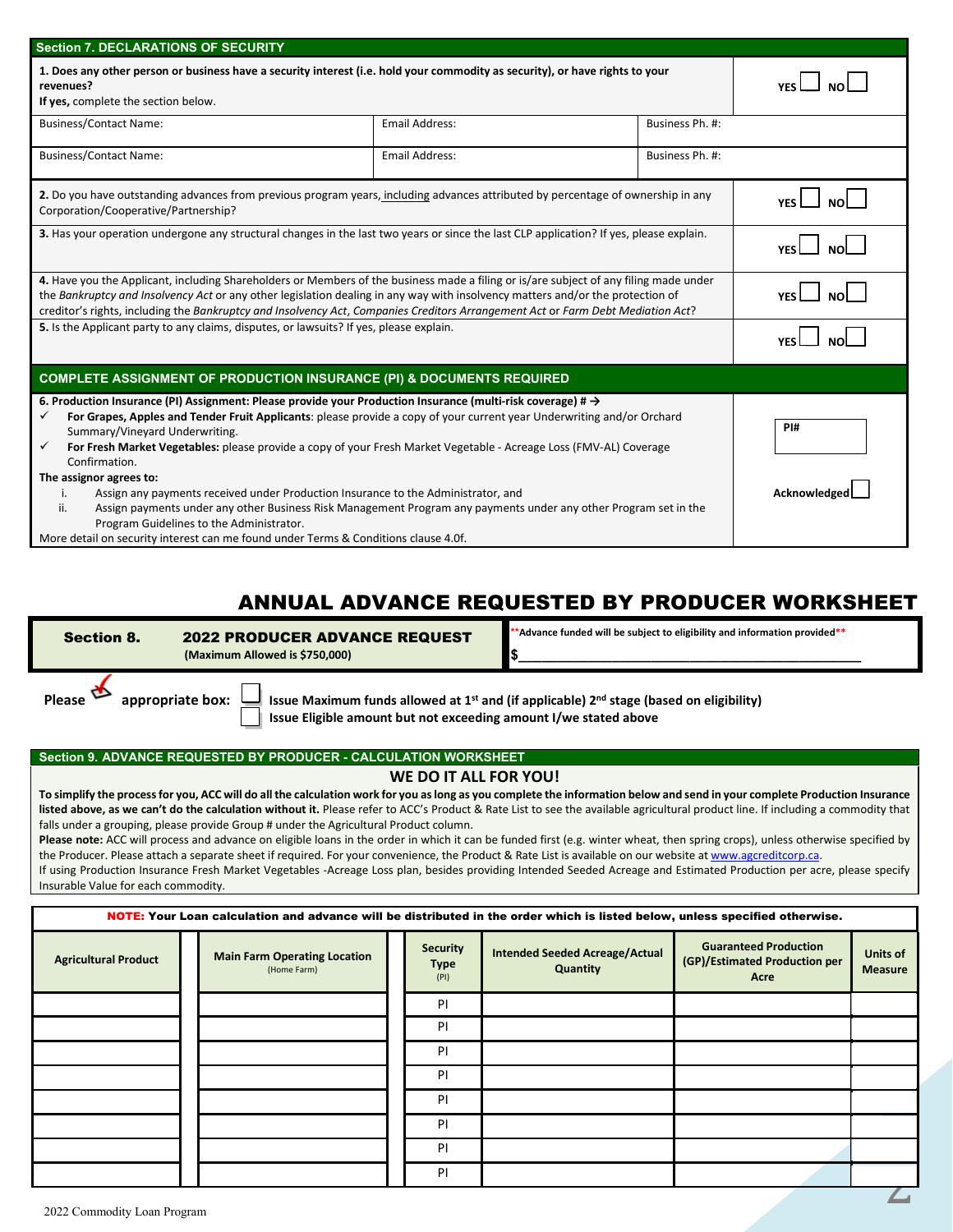## Section 7. DECLARATIONS OF SECURITY

| **1. Does any other person or business have a security interest (i.e. hold your commodity as security), or have rights to your revenues?** **If yes,** complete the section below. | | | YES ☐ NO ☐ |
|---|---|---|---|
| Business/Contact Name: | Email Address: | Business Ph. #: | |
| Business/Contact Name: | Email Address: | Business Ph. #: | |
| **2.** Do you have outstanding advances from previous program years, including advances attributed by percentage of ownership in any Corporation/Cooperative/Partnership? | | | YES ☐ NO ☐ |
| **3.** Has your operation undergone any structural changes in the last two years or since the last CLP application? If yes, please explain. | | | YES ☐ NO ☐ |
| **4.** Have you the Applicant, including Shareholders or Members of the business made a filing or is/are subject of any filing made under the *Bankruptcy and Insolvency Act* or any other legislation dealing in any way with insolvency matters and/or the protection of creditor's rights, including the *Bankruptcy and Insolvency Act*, *Companies Creditors Arrangement Act* or *Farm Debt Mediation Act*? | | | YES ☐ NO ☐ |
| **5.** Is the Applicant party to any claims, disputes, or lawsuits? If yes, please explain. | | | YES ☐ NO ☐ |

## COMPLETE ASSIGNMENT OF PRODUCTION INSURANCE (PI) & DOCUMENTS REQUIRED

**6. Production Insurance (PI) Assignment: Please provide your Production Insurance (multi-risk coverage) # →**

- ✓ **For Grapes, Apples and Tender Fruit Applicants**: please provide a copy of your current year Underwriting and/or Orchard Summary/Vineyard Underwriting.
- ✓ **For Fresh Market Vegetables:** please provide a copy of your Fresh Market Vegetable - Acreage Loss (FMV-AL) Coverage Confirmation.

**The assignor agrees to:**

- i. Assign any payments received under Production Insurance to the Administrator, and
- ii. Assign payments under any other Business Risk Management Program any payments under any other Program set in the Program Guidelines to the Administrator.

More detail on security interest can me found under Terms & Conditions clause 4.0f.

PI# ____________

Acknowledged ☐

# ANNUAL ADVANCE REQUESTED BY PRODUCER WORKSHEET

**Section 8. 2022 PRODUCER ADVANCE REQUEST**
(Maximum Allowed is $750,000)

**Advance funded will be subject to eligibility and information provided**

$____________________________________________

**Please ✓ appropriate box:**

☐ **Issue Maximum funds allowed at 1st and (if applicable) 2nd stage (based on eligibility)**

☐ **Issue Eligible amount but not exceeding amount I/we stated above**

## Section 9. ADVANCE REQUESTED BY PRODUCER - CALCULATION WORKSHEET

**WE DO IT ALL FOR YOU!**

**To simplify the process for you, ACC will do all the calculation work for you as long as you complete the information below and send in your complete Production Insurance listed above, as we can't do the calculation without it.** Please refer to ACC's Product & Rate List to see the available agricultural product line. If including a commodity that falls under a grouping, please provide Group # under the Agricultural Product column.

**Please note:** ACC will process and advance on eligible loans in the order in which it can be funded first (e.g. winter wheat, then spring crops), unless otherwise specified by the Producer. Please attach a separate sheet if required. For your convenience, the Product & Rate List is available on our website at www.agcreditcorp.ca.

If using Production Insurance Fresh Market Vegetables -Acreage Loss plan, besides providing Intended Seeded Acreage and Estimated Production per acre, please specify Insurable Value for each commodity.

**NOTE:** Your Loan calculation and advance will be distributed in the order which is listed below, unless specified otherwise.

| Agricultural Product | Main Farm Operating Location (Home Farm) | Security Type (PI) | Intended Seeded Acreage/Actual Quantity | Guaranteed Production (GP)/Estimated Production per Acre | Units of Measure |
|---|---|---|---|---|---|
| | | PI | | | |
| | | PI | | | |
| | | PI | | | |
| | | PI | | | |
| | | PI | | | |
| | | PI | | | |
| | | PI | | | |
| | | PI | | | |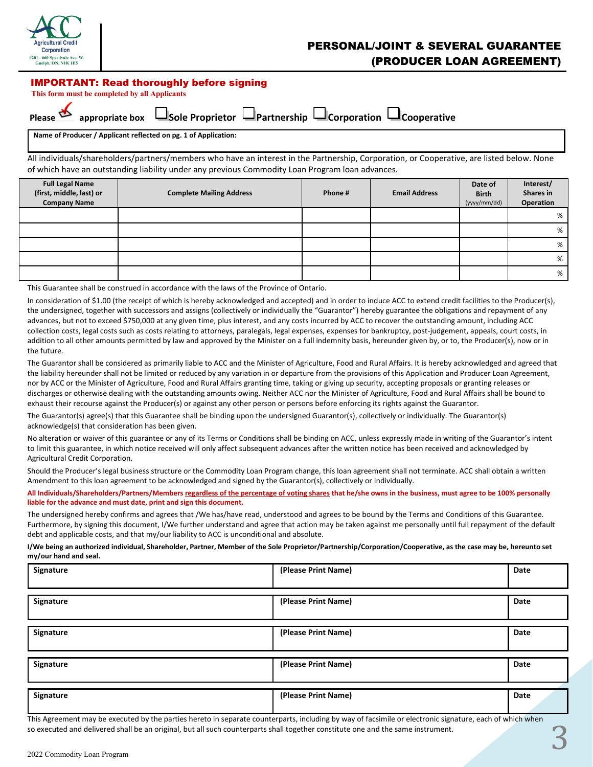Agricultural Credit Corporation
#201 - 660 Speedvale Ave. W.
Guelph, ON, N1K 1E5

# PERSONAL/JOINT & SEVERAL GUARANTEE (PRODUCER LOAN AGREEMENT)

## IMPORTANT: Read thoroughly before signing

**This form must be completed by all Applicants**

Please ✓ appropriate box ☐ Sole Proprietor ☐ Partnership ☐ Corporation ☐ Cooperative

**Name of Producer / Applicant reflected on pg. 1 of Application:**

All individuals/shareholders/partners/members who have an interest in the Partnership, Corporation, or Cooperative, are listed below. None of which have an outstanding liability under any previous Commodity Loan Program loan advances.

| Full Legal Name (first, middle, last) or Company Name | Complete Mailing Address | Phone # | Email Address | Date of Birth (yyyy/mm/dd) | Interest/ Shares in Operation |
|---|---|---|---|---|---|
| | | | | | % |
| | | | | | % |
| | | | | | % |
| | | | | | % |
| | | | | | % |

This Guarantee shall be construed in accordance with the laws of the Province of Ontario.

In consideration of $1.00 (the receipt of which is hereby acknowledged and accepted) and in order to induce ACC to extend credit facilities to the Producer(s), the undersigned, together with successors and assigns (collectively or individually the "Guarantor") hereby guarantee the obligations and repayment of any advances, but not to exceed $750,000 at any given time, plus interest, and any costs incurred by ACC to recover the outstanding amount, including ACC collection costs, legal costs such as costs relating to attorneys, paralegals, legal expenses, expenses for bankruptcy, post-judgement, appeals, court costs, in addition to all other amounts permitted by law and approved by the Minister on a full indemnity basis, hereunder given by, or to, the Producer(s), now or in the future.

The Guarantor shall be considered as primarily liable to ACC and the Minister of Agriculture, Food and Rural Affairs. It is hereby acknowledged and agreed that the liability hereunder shall not be limited or reduced by any variation in or departure from the provisions of this Application and Producer Loan Agreement, nor by ACC or the Minister of Agriculture, Food and Rural Affairs granting time, taking or giving up security, accepting proposals or granting releases or discharges or otherwise dealing with the outstanding amounts owing. Neither ACC nor the Minister of Agriculture, Food and Rural Affairs shall be bound to exhaust their recourse against the Producer(s) or against any other person or persons before enforcing its rights against the Guarantor.

The Guarantor(s) agree(s) that this Guarantee shall be binding upon the undersigned Guarantor(s), collectively or individually. The Guarantor(s) acknowledge(s) that consideration has been given.

No alteration or waiver of this guarantee or any of its Terms or Conditions shall be binding on ACC, unless expressly made in writing of the Guarantor's intent to limit this guarantee, in which notice received will only affect subsequent advances after the written notice has been received and acknowledged by Agricultural Credit Corporation.

Should the Producer's legal business structure or the Commodity Loan Program change, this loan agreement shall not terminate. ACC shall obtain a written Amendment to this loan agreement to be acknowledged and signed by the Guarantor(s), collectively or individually.

**All Individuals/Shareholders/Partners/Members regardless of the percentage of voting shares that he/she owns in the business, must agree to be 100% personally liable for the advance and must date, print and sign this document.**

The undersigned hereby confirms and agrees that /We has/have read, understood and agrees to be bound by the Terms and Conditions of this Guarantee. Furthermore, by signing this document, I/We further understand and agree that action may be taken against me personally until full repayment of the default debt and applicable costs, and that my/our liability to ACC is unconditional and absolute.

**I/We being an authorized individual, Shareholder, Partner, Member of the Sole Proprietor/Partnership/Corporation/Cooperative, as the case may be, hereunto set my/our hand and seal.**

| Signature | (Please Print Name) | Date |
|---|---|---|
| Signature | (Please Print Name) | Date |
| Signature | (Please Print Name) | Date |
| Signature | (Please Print Name) | Date |
| Signature | (Please Print Name) | Date |

This Agreement may be executed by the parties hereto in separate counterparts, including by way of facsimile or electronic signature, each of which when so executed and delivered shall be an original, but all such counterparts shall together constitute one and the same instrument.

2022 Commodity Loan Program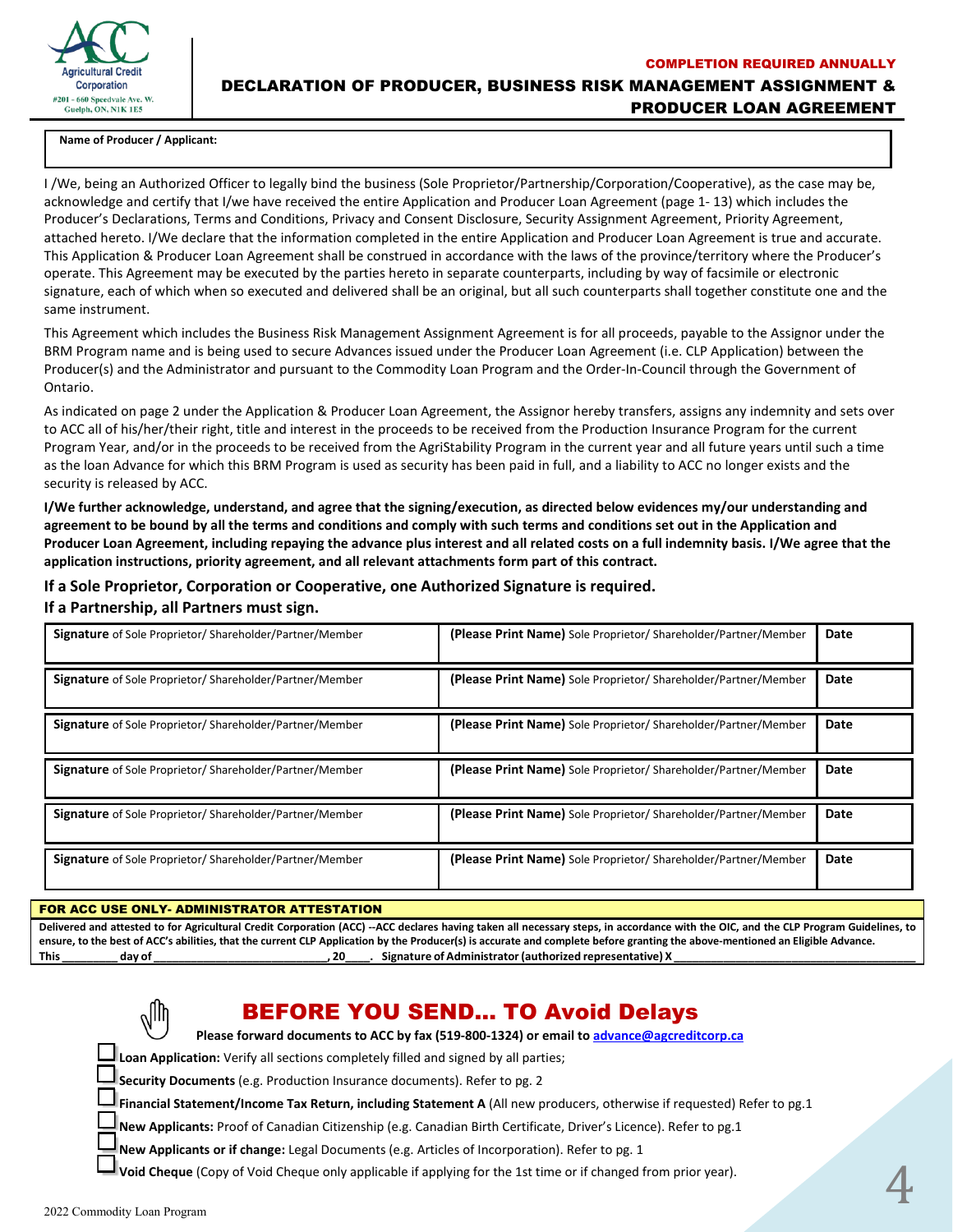Agricultural Credit Corporation
#201 - 660 Speedvale Ave. W.
Guelph, ON, N1K 1E5

**COMPLETION REQUIRED ANNUALLY**

# DECLARATION OF PRODUCER, BUSINESS RISK MANAGEMENT ASSIGNMENT & PRODUCER LOAN AGREEMENT

| **Name of Producer / Applicant:** |
|---|
| |

I /We, being an Authorized Officer to legally bind the business (Sole Proprietor/Partnership/Corporation/Cooperative), as the case may be, acknowledge and certify that I/we have received the entire Application and Producer Loan Agreement (page 1- 13) which includes the Producer's Declarations, Terms and Conditions, Privacy and Consent Disclosure, Security Assignment Agreement, Priority Agreement, attached hereto. I/We declare that the information completed in the entire Application and Producer Loan Agreement is true and accurate. This Application & Producer Loan Agreement shall be construed in accordance with the laws of the province/territory where the Producer's operate. This Agreement may be executed by the parties hereto in separate counterparts, including by way of facsimile or electronic signature, each of which when so executed and delivered shall be an original, but all such counterparts shall together constitute one and the same instrument.

This Agreement which includes the Business Risk Management Assignment Agreement is for all proceeds, payable to the Assignor under the BRM Program name and is being used to secure Advances issued under the Producer Loan Agreement (i.e. CLP Application) between the Producer(s) and the Administrator and pursuant to the Commodity Loan Program and the Order-In-Council through the Government of Ontario.

As indicated on page 2 under the Application & Producer Loan Agreement, the Assignor hereby transfers, assigns any indemnity and sets over to ACC all of his/her/their right, title and interest in the proceeds to be received from the Production Insurance Program for the current Program Year, and/or in the proceeds to be received from the AgriStability Program in the current year and all future years until such a time as the loan Advance for which this BRM Program is used as security has been paid in full, and a liability to ACC no longer exists and the security is released by ACC.

**I/We further acknowledge, understand, and agree that the signing/execution, as directed below evidences my/our understanding and agreement to be bound by all the terms and conditions and comply with such terms and conditions set out in the Application and Producer Loan Agreement, including repaying the advance plus interest and all related costs on a full indemnity basis. I/We agree that the application instructions, priority agreement, and all relevant attachments form part of this contract.**

**If a Sole Proprietor, Corporation or Cooperative, one Authorized Signature is required.**
**If a Partnership, all Partners must sign.**

| **Signature** of Sole Proprietor/ Shareholder/Partner/Member | **(Please Print Name)** Sole Proprietor/ Shareholder/Partner/Member | **Date** |
|---|---|---|
| **Signature** of Sole Proprietor/ Shareholder/Partner/Member | **(Please Print Name)** Sole Proprietor/ Shareholder/Partner/Member | **Date** |
| **Signature** of Sole Proprietor/ Shareholder/Partner/Member | **(Please Print Name)** Sole Proprietor/ Shareholder/Partner/Member | **Date** |
| **Signature** of Sole Proprietor/ Shareholder/Partner/Member | **(Please Print Name)** Sole Proprietor/ Shareholder/Partner/Member | **Date** |
| **Signature** of Sole Proprietor/ Shareholder/Partner/Member | **(Please Print Name)** Sole Proprietor/ Shareholder/Partner/Member | **Date** |
| **Signature** of Sole Proprietor/ Shareholder/Partner/Member | **(Please Print Name)** Sole Proprietor/ Shareholder/Partner/Member | **Date** |

**FOR ACC USE ONLY- ADMINISTRATOR ATTESTATION**

**Delivered and attested to for Agricultural Credit Corporation (ACC) --ACC declares having taken all necessary steps, in accordance with the OIC, and the CLP Program Guidelines, to ensure, to the best of ACC's abilities, that the current CLP Application by the Producer(s) is accurate and complete before granting the above-mentioned an Eligible Advance.**
**This _________ day of ___________________________, 20____. Signature of Administrator (authorized representative) X ______________________________________**

## BEFORE YOU SEND... TO Avoid Delays

**Please forward documents to ACC by fax (519-800-1324) or email to advance@agcreditcorp.ca**

- ☐ **Loan Application:** Verify all sections completely filled and signed by all parties;
- ☐ **Security Documents** (e.g. Production Insurance documents). Refer to pg. 2
- ☐ **Financial Statement/Income Tax Return, including Statement A** (All new producers, otherwise if requested) Refer to pg.1
- ☐ **New Applicants:** Proof of Canadian Citizenship (e.g. Canadian Birth Certificate, Driver's Licence). Refer to pg.1
- ☐ **New Applicants or if change:** Legal Documents (e.g. Articles of Incorporation). Refer to pg. 1
- ☐ **Void Cheque** (Copy of Void Cheque only applicable if applying for the 1st time or if changed from prior year).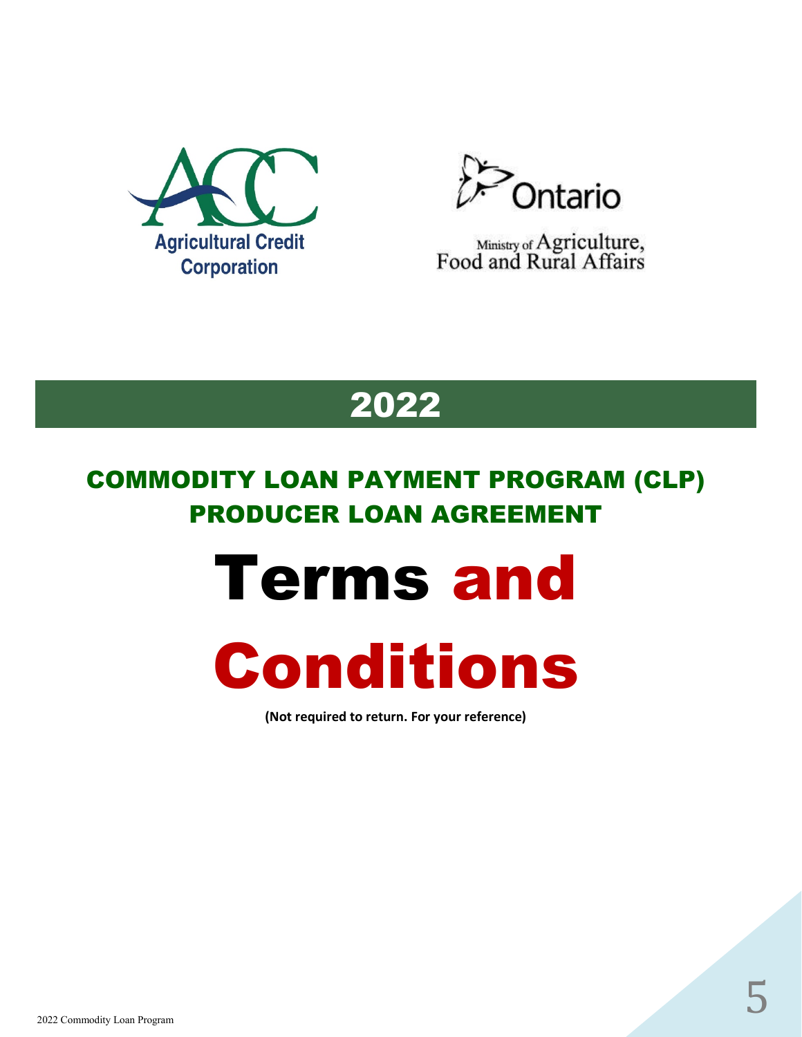Agricultural Credit Corporation

Ontario

Ministry of Agriculture, Food and Rural Affairs

# 2022

## COMMODITY LOAN PAYMENT PROGRAM (CLP) PRODUCER LOAN AGREEMENT

# Terms and Conditions

**(Not required to return. For your reference)**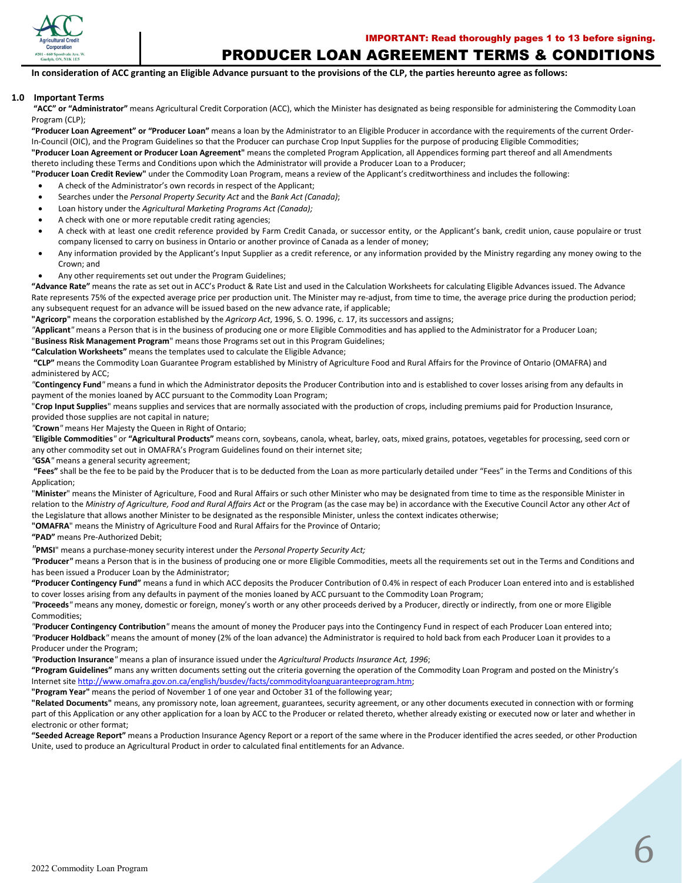IMPORTANT: Read thoroughly pages 1 to 13 before signing.

# PRODUCER LOAN AGREEMENT TERMS & CONDITIONS

**In consideration of ACC granting an Eligible Advance pursuant to the provisions of the CLP, the parties hereunto agree as follows:**

## 1.0 Important Terms

**"ACC" or "Administrator"** means Agricultural Credit Corporation (ACC), which the Minister has designated as being responsible for administering the Commodity Loan Program (CLP);

**"Producer Loan Agreement" or "Producer Loan"** means a loan by the Administrator to an Eligible Producer in accordance with the requirements of the current Order-In-Council (OIC), and the Program Guidelines so that the Producer can purchase Crop Input Supplies for the purpose of producing Eligible Commodities;

**"Producer Loan Agreement or Producer Loan Agreement"** means the completed Program Application, all Appendices forming part thereof and all Amendments thereto including these Terms and Conditions upon which the Administrator will provide a Producer Loan to a Producer;

**"Producer Loan Credit Review"** under the Commodity Loan Program, means a review of the Applicant's creditworthiness and includes the following:

- A check of the Administrator's own records in respect of the Applicant;
- Searches under the *Personal Property Security Act* and the *Bank Act (Canada)*;
- Loan history under the *Agricultural Marketing Programs Act (Canada);*
- A check with one or more reputable credit rating agencies;
- A check with at least one credit reference provided by Farm Credit Canada, or successor entity, or the Applicant's bank, credit union, cause populaire or trust company licensed to carry on business in Ontario or another province of Canada as a lender of money;
- Any information provided by the Applicant's Input Supplier as a credit reference, or any information provided by the Ministry regarding any money owing to the Crown; and
- Any other requirements set out under the Program Guidelines;

**"Advance Rate"** means the rate as set out in ACC's Product & Rate List and used in the Calculation Worksheets for calculating Eligible Advances issued. The Advance Rate represents 75% of the expected average price per production unit. The Minister may re-adjust, from time to time, the average price during the production period; any subsequent request for an advance will be issued based on the new advance rate, if applicable;

**"Agricorp"** means the corporation established by the *Agricorp Act*, 1996, S. O. 1996, c. 17, its successors and assigns;

*"***Applicant***"* means a Person that is in the business of producing one or more Eligible Commodities and has applied to the Administrator for a Producer Loan;

"**Business Risk Management Program**" means those Programs set out in this Program Guidelines;

**"Calculation Worksheets"** means the templates used to calculate the Eligible Advance;

**"CLP"** means the Commodity Loan Guarantee Program established by Ministry of Agriculture Food and Rural Affairs for the Province of Ontario (OMAFRA) and administered by ACC;

*"***Contingency Fund***"* means a fund in which the Administrator deposits the Producer Contribution into and is established to cover losses arising from any defaults in payment of the monies loaned by ACC pursuant to the Commodity Loan Program;

"**Crop Input Supplies**" means supplies and services that are normally associated with the production of crops, including premiums paid for Production Insurance, provided those supplies are not capital in nature;

*"***Crown***"* means Her Majesty the Queen in Right of Ontario;

*"***Eligible Commodities***"* or **"Agricultural Products"** means corn, soybeans, canola, wheat, barley, oats, mixed grains, potatoes, vegetables for processing, seed corn or any other commodity set out in OMAFRA's Program Guidelines found on their internet site;

*"***GSA***"* means a general security agreement;

**"Fees"** shall be the fee to be paid by the Producer that is to be deducted from the Loan as more particularly detailed under "Fees" in the Terms and Conditions of this Application;

"**Minister**" means the Minister of Agriculture, Food and Rural Affairs or such other Minister who may be designated from time to time as the responsible Minister in relation to the *Ministry of Agriculture, Food and Rural Affairs Act* or the Program (as the case may be) in accordance with the Executive Council Actor any other *Act* of the Legislature that allows another Minister to be designated as the responsible Minister, unless the context indicates otherwise;

"**OMAFRA**" means the Ministry of Agriculture Food and Rural Affairs for the Province of Ontario;

**"PAD"** means Pre-Authorized Debit;

*"***PMSI**" means a purchase-money security interest under the *Personal Property Security Act;*

*"***Producer***"* means a Person that is in the business of producing one or more Eligible Commodities, meets all the requirements set out in the Terms and Conditions and has been issued a Producer Loan by the Administrator;

**"Producer Contingency Fund"** means a fund in which ACC deposits the Producer Contribution of 0.4% in respect of each Producer Loan entered into and is established to cover losses arising from any defaults in payment of the monies loaned by ACC pursuant to the Commodity Loan Program;

*"***Proceeds***"* means any money, domestic or foreign, money's worth or any other proceeds derived by a Producer, directly or indirectly, from one or more Eligible Commodities;

*"***Producer Contingency Contribution***"* means the amount of money the Producer pays into the Contingency Fund in respect of each Producer Loan entered into;

*"***Producer Holdback***"* means the amount of money (2% of the loan advance) the Administrator is required to hold back from each Producer Loan it provides to a Producer under the Program;

*"***Production Insurance***"* means a plan of insurance issued under the *Agricultural Products Insurance Act, 1996*;

**"Program Guidelines"** mans any written documents setting out the criteria governing the operation of the Commodity Loan Program and posted on the Ministry's Internet site http://www.omafra.gov.on.ca/english/busdev/facts/commodityloanguaranteeprogram.htm;

**"Program Year"** means the period of November 1 of one year and October 31 of the following year;

**"Related Documents"** means, any promissory note, loan agreement, guarantees, security agreement, or any other documents executed in connection with or forming part of this Application or any other application for a loan by ACC to the Producer or related thereto, whether already existing or executed now or later and whether in electronic or other format;

**"Seeded Acreage Report"** means a Production Insurance Agency Report or a report of the same where in the Producer identified the acres seeded, or other Production Unite, used to produce an Agricultural Product in order to calculated final entitlements for an Advance.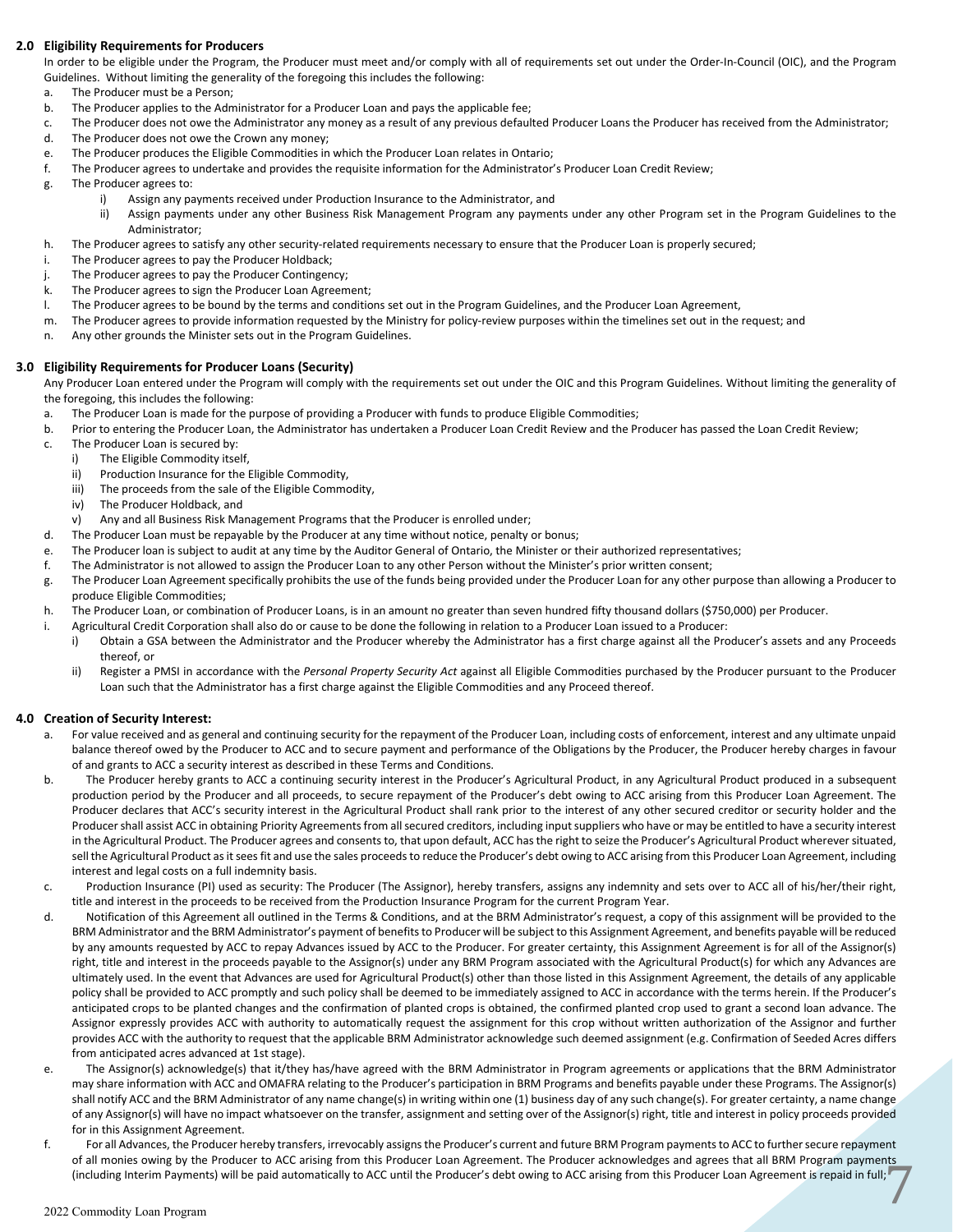## 2.0 Eligibility Requirements for Producers

In order to be eligible under the Program, the Producer must meet and/or comply with all of requirements set out under the Order-In-Council (OIC), and the Program Guidelines. Without limiting the generality of the foregoing this includes the following:

a. The Producer must be a Person;
b. The Producer applies to the Administrator for a Producer Loan and pays the applicable fee;
c. The Producer does not owe the Administrator any money as a result of any previous defaulted Producer Loans the Producer has received from the Administrator;
d. The Producer does not owe the Crown any money;
e. The Producer produces the Eligible Commodities in which the Producer Loan relates in Ontario;
f. The Producer agrees to undertake and provides the requisite information for the Administrator's Producer Loan Credit Review;
g. The Producer agrees to:
    i) Assign any payments received under Production Insurance to the Administrator, and
    ii) Assign payments under any other Business Risk Management Program any payments under any other Program set in the Program Guidelines to the Administrator;
h. The Producer agrees to satisfy any other security-related requirements necessary to ensure that the Producer Loan is properly secured;
i. The Producer agrees to pay the Producer Holdback;
j. The Producer agrees to pay the Producer Contingency;
k. The Producer agrees to sign the Producer Loan Agreement;
l. The Producer agrees to be bound by the terms and conditions set out in the Program Guidelines, and the Producer Loan Agreement,
m. The Producer agrees to provide information requested by the Ministry for policy-review purposes within the timelines set out in the request; and
n. Any other grounds the Minister sets out in the Program Guidelines.

## 3.0 Eligibility Requirements for Producer Loans (Security)

Any Producer Loan entered under the Program will comply with the requirements set out under the OIC and this Program Guidelines. Without limiting the generality of the foregoing, this includes the following:

a. The Producer Loan is made for the purpose of providing a Producer with funds to produce Eligible Commodities;
b. Prior to entering the Producer Loan, the Administrator has undertaken a Producer Loan Credit Review and the Producer has passed the Loan Credit Review;
c. The Producer Loan is secured by:
    i) The Eligible Commodity itself,
    ii) Production Insurance for the Eligible Commodity,
    iii) The proceeds from the sale of the Eligible Commodity,
    iv) The Producer Holdback, and
    v) Any and all Business Risk Management Programs that the Producer is enrolled under;
d. The Producer Loan must be repayable by the Producer at any time without notice, penalty or bonus;
e. The Producer loan is subject to audit at any time by the Auditor General of Ontario, the Minister or their authorized representatives;
f. The Administrator is not allowed to assign the Producer Loan to any other Person without the Minister's prior written consent;
g. The Producer Loan Agreement specifically prohibits the use of the funds being provided under the Producer Loan for any other purpose than allowing a Producer to produce Eligible Commodities;
h. The Producer Loan, or combination of Producer Loans, is in an amount no greater than seven hundred fifty thousand dollars ($750,000) per Producer.
i. Agricultural Credit Corporation shall also do or cause to be done the following in relation to a Producer Loan issued to a Producer:
    i) Obtain a GSA between the Administrator and the Producer whereby the Administrator has a first charge against all the Producer's assets and any Proceeds thereof, or
    ii) Register a PMSI in accordance with the *Personal Property Security Act* against all Eligible Commodities purchased by the Producer pursuant to the Producer Loan such that the Administrator has a first charge against the Eligible Commodities and any Proceed thereof.

## 4.0 Creation of Security Interest:

a. For value received and as general and continuing security for the repayment of the Producer Loan, including costs of enforcement, interest and any ultimate unpaid balance thereof owed by the Producer to ACC and to secure payment and performance of the Obligations by the Producer, the Producer hereby charges in favour of and grants to ACC a security interest as described in these Terms and Conditions.
b. The Producer hereby grants to ACC a continuing security interest in the Producer's Agricultural Product, in any Agricultural Product produced in a subsequent production period by the Producer and all proceeds, to secure repayment of the Producer's debt owing to ACC arising from this Producer Loan Agreement. The Producer declares that ACC's security interest in the Agricultural Product shall rank prior to the interest of any other secured creditor or security holder and the Producer shall assist ACC in obtaining Priority Agreements from all secured creditors, including input suppliers who have or may be entitled to have a security interest in the Agricultural Product. The Producer agrees and consents to, that upon default, ACC has the right to seize the Producer's Agricultural Product wherever situated, sell the Agricultural Product as it sees fit and use the sales proceeds to reduce the Producer's debt owing to ACC arising from this Producer Loan Agreement, including interest and legal costs on a full indemnity basis.
c. Production Insurance (PI) used as security: The Producer (The Assignor), hereby transfers, assigns any indemnity and sets over to ACC all of his/her/their right, title and interest in the proceeds to be received from the Production Insurance Program for the current Program Year.
d. Notification of this Agreement all outlined in the Terms & Conditions, and at the BRM Administrator's request, a copy of this assignment will be provided to the BRM Administrator and the BRM Administrator's payment of benefits to Producer will be subject to this Assignment Agreement, and benefits payable will be reduced by any amounts requested by ACC to repay Advances issued by ACC to the Producer. For greater certainty, this Assignment Agreement is for all of the Assignor(s) right, title and interest in the proceeds payable to the Assignor(s) under any BRM Program associated with the Agricultural Product(s) for which any Advances are ultimately used. In the event that Advances are used for Agricultural Product(s) other than those listed in this Assignment Agreement, the details of any applicable policy shall be provided to ACC promptly and such policy shall be deemed to be immediately assigned to ACC in accordance with the terms herein. If the Producer's anticipated crops to be planted changes and the confirmation of planted crops is obtained, the confirmed planted crop used to grant a second loan advance. The Assignor expressly provides ACC with authority to automatically request the assignment for this crop without written authorization of the Assignor and further provides ACC with the authority to request that the applicable BRM Administrator acknowledge such deemed assignment (e.g. Confirmation of Seeded Acres differs from anticipated acres advanced at 1st stage).
e. The Assignor(s) acknowledge(s) that it/they has/have agreed with the BRM Administrator in Program agreements or applications that the BRM Administrator may share information with ACC and OMAFRA relating to the Producer's participation in BRM Programs and benefits payable under these Programs. The Assignor(s) shall notify ACC and the BRM Administrator of any name change(s) in writing within one (1) business day of any such change(s). For greater certainty, a name change of any Assignor(s) will have no impact whatsoever on the transfer, assignment and setting over of the Assignor(s) right, title and interest in policy proceeds provided for in this Assignment Agreement.
f. For all Advances, the Producer hereby transfers, irrevocably assigns the Producer's current and future BRM Program payments to ACC to further secure repayment of all monies owing by the Producer to ACC arising from this Producer Loan Agreement. The Producer acknowledges and agrees that all BRM Program payments (including Interim Payments) will be paid automatically to ACC until the Producer's debt owing to ACC arising from this Producer Loan Agreement is repaid in full;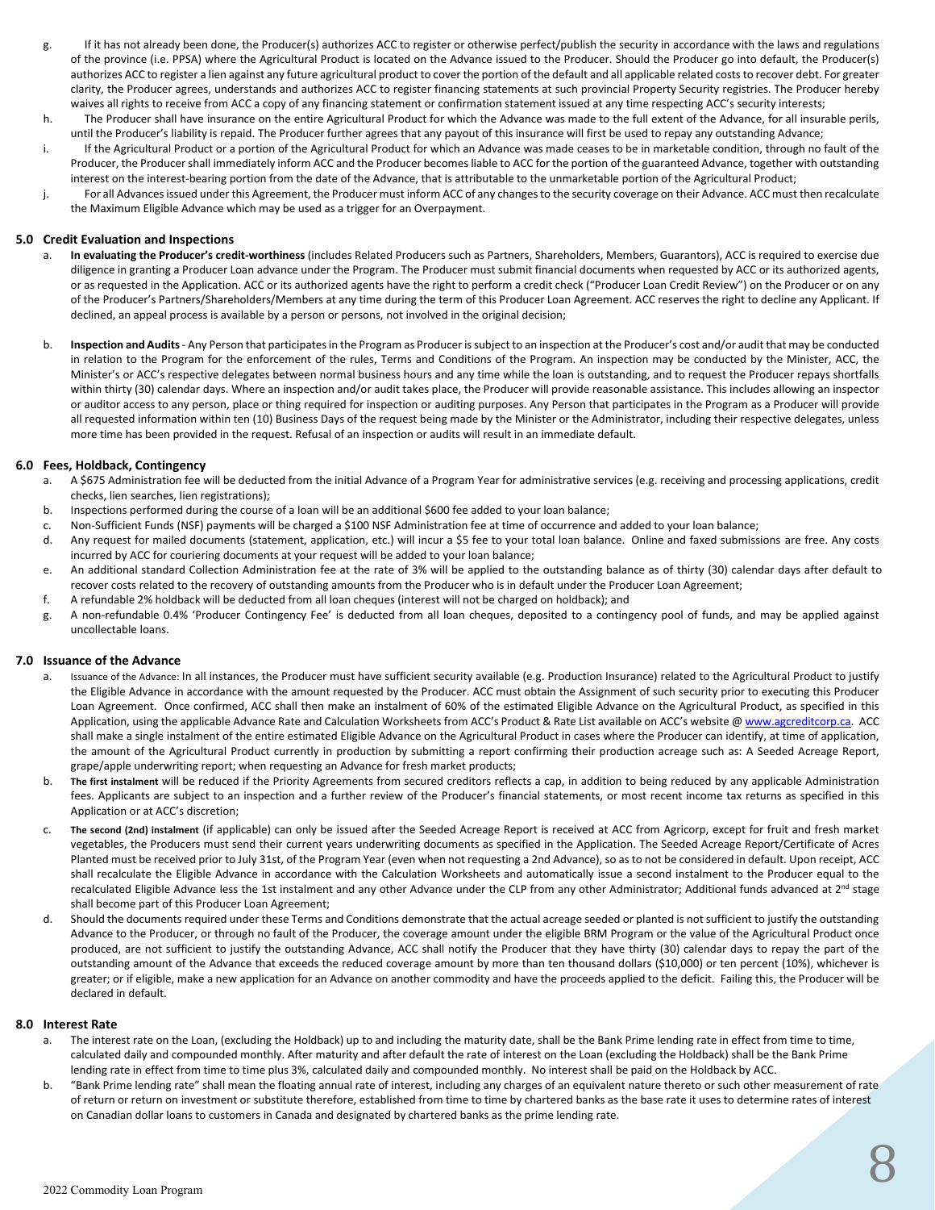g. If it has not already been done, the Producer(s) authorizes ACC to register or otherwise perfect/publish the security in accordance with the laws and regulations of the province (i.e. PPSA) where the Agricultural Product is located on the Advance issued to the Producer. Should the Producer go into default, the Producer(s) authorizes ACC to register a lien against any future agricultural product to cover the portion of the default and all applicable related costs to recover debt. For greater clarity, the Producer agrees, understands and authorizes ACC to register financing statements at such provincial Property Security registries. The Producer hereby waives all rights to receive from ACC a copy of any financing statement or confirmation statement issued at any time respecting ACC's security interests;

h. The Producer shall have insurance on the entire Agricultural Product for which the Advance was made to the full extent of the Advance, for all insurable perils, until the Producer's liability is repaid. The Producer further agrees that any payout of this insurance will first be used to repay any outstanding Advance;

i. If the Agricultural Product or a portion of the Agricultural Product for which an Advance was made ceases to be in marketable condition, through no fault of the Producer, the Producer shall immediately inform ACC and the Producer becomes liable to ACC for the portion of the guaranteed Advance, together with outstanding interest on the interest-bearing portion from the date of the Advance, that is attributable to the unmarketable portion of the Agricultural Product;

j. For all Advances issued under this Agreement, the Producer must inform ACC of any changes to the security coverage on their Advance. ACC must then recalculate the Maximum Eligible Advance which may be used as a trigger for an Overpayment.

## 5.0 Credit Evaluation and Inspections

a. **In evaluating the Producer's credit-worthiness** (includes Related Producers such as Partners, Shareholders, Members, Guarantors), ACC is required to exercise due diligence in granting a Producer Loan advance under the Program. The Producer must submit financial documents when requested by ACC or its authorized agents, or as requested in the Application. ACC or its authorized agents have the right to perform a credit check ("Producer Loan Credit Review") on the Producer or on any of the Producer's Partners/Shareholders/Members at any time during the term of this Producer Loan Agreement. ACC reserves the right to decline any Applicant. If declined, an appeal process is available by a person or persons, not involved in the original decision;

b. **Inspection and Audits** - Any Person that participates in the Program as Producer is subject to an inspection at the Producer's cost and/or audit that may be conducted in relation to the Program for the enforcement of the rules, Terms and Conditions of the Program. An inspection may be conducted by the Minister, ACC, the Minister's or ACC's respective delegates between normal business hours and any time while the loan is outstanding, and to request the Producer repays shortfalls within thirty (30) calendar days. Where an inspection and/or audit takes place, the Producer will provide reasonable assistance. This includes allowing an inspector or auditor access to any person, place or thing required for inspection or auditing purposes. Any Person that participates in the Program as a Producer will provide all requested information within ten (10) Business Days of the request being made by the Minister or the Administrator, including their respective delegates, unless more time has been provided in the request. Refusal of an inspection or audits will result in an immediate default.

## 6.0 Fees, Holdback, Contingency

a. A $675 Administration fee will be deducted from the initial Advance of a Program Year for administrative services (e.g. receiving and processing applications, credit checks, lien searches, lien registrations);
b. Inspections performed during the course of a loan will be an additional $600 fee added to your loan balance;
c. Non-Sufficient Funds (NSF) payments will be charged a $100 NSF Administration fee at time of occurrence and added to your loan balance;
d. Any request for mailed documents (statement, application, etc.) will incur a $5 fee to your total loan balance. Online and faxed submissions are free. Any costs incurred by ACC for couriering documents at your request will be added to your loan balance;
e. An additional standard Collection Administration fee at the rate of 3% will be applied to the outstanding balance as of thirty (30) calendar days after default to recover costs related to the recovery of outstanding amounts from the Producer who is in default under the Producer Loan Agreement;
f. A refundable 2% holdback will be deducted from all loan cheques (interest will not be charged on holdback); and
g. A non-refundable 0.4% 'Producer Contingency Fee' is deducted from all loan cheques, deposited to a contingency pool of funds, and may be applied against uncollectable loans.

## 7.0 Issuance of the Advance

a. Issuance of the Advance: In all instances, the Producer must have sufficient security available (e.g. Production Insurance) related to the Agricultural Product to justify the Eligible Advance in accordance with the amount requested by the Producer. ACC must obtain the Assignment of such security prior to executing this Producer Loan Agreement. Once confirmed, ACC shall then make an instalment of 60% of the estimated Eligible Advance on the Agricultural Product, as specified in this Application, using the applicable Advance Rate and Calculation Worksheets from ACC's Product & Rate List available on ACC's website @ www.agcreditcorp.ca. ACC shall make a single instalment of the entire estimated Eligible Advance on the Agricultural Product in cases where the Producer can identify, at time of application, the amount of the Agricultural Product currently in production by submitting a report confirming their production acreage such as: A Seeded Acreage Report, grape/apple underwriting report; when requesting an Advance for fresh market products;

b. **The first instalment** will be reduced if the Priority Agreements from secured creditors reflects a cap, in addition to being reduced by any applicable Administration fees. Applicants are subject to an inspection and a further review of the Producer's financial statements, or most recent income tax returns as specified in this Application or at ACC's discretion;

c. **The second (2nd) instalment** (if applicable) can only be issued after the Seeded Acreage Report is received at ACC from Agricorp, except for fruit and fresh market vegetables, the Producers must send their current years underwriting documents as specified in the Application. The Seeded Acreage Report/Certificate of Acres Planted must be received prior to July 31st, of the Program Year (even when not requesting a 2nd Advance), so as to not be considered in default. Upon receipt, ACC shall recalculate the Eligible Advance in accordance with the Calculation Worksheets and automatically issue a second instalment to the Producer equal to the recalculated Eligible Advance less the 1st instalment and any other Advance under the CLP from any other Administrator; Additional funds advanced at 2nd stage shall become part of this Producer Loan Agreement;

d. Should the documents required under these Terms and Conditions demonstrate that the actual acreage seeded or planted is not sufficient to justify the outstanding Advance to the Producer, or through no fault of the Producer, the coverage amount under the eligible BRM Program or the value of the Agricultural Product once produced, are not sufficient to justify the outstanding Advance, ACC shall notify the Producer that they have thirty (30) calendar days to repay the part of the outstanding amount of the Advance that exceeds the reduced coverage amount by more than ten thousand dollars ($10,000) or ten percent (10%), whichever is greater; or if eligible, make a new application for an Advance on another commodity and have the proceeds applied to the deficit. Failing this, the Producer will be declared in default.

## 8.0 Interest Rate

a. The interest rate on the Loan, (excluding the Holdback) up to and including the maturity date, shall be the Bank Prime lending rate in effect from time to time, calculated daily and compounded monthly. After maturity and after default the rate of interest on the Loan (excluding the Holdback) shall be the Bank Prime lending rate in effect from time to time plus 3%, calculated daily and compounded monthly. No interest shall be paid on the Holdback by ACC.

b. "Bank Prime lending rate" shall mean the floating annual rate of interest, including any charges of an equivalent nature thereto or such other measurement of rate of return or return on investment or substitute therefore, established from time to time by chartered banks as the base rate it uses to determine rates of interest on Canadian dollar loans to customers in Canada and designated by chartered banks as the prime lending rate.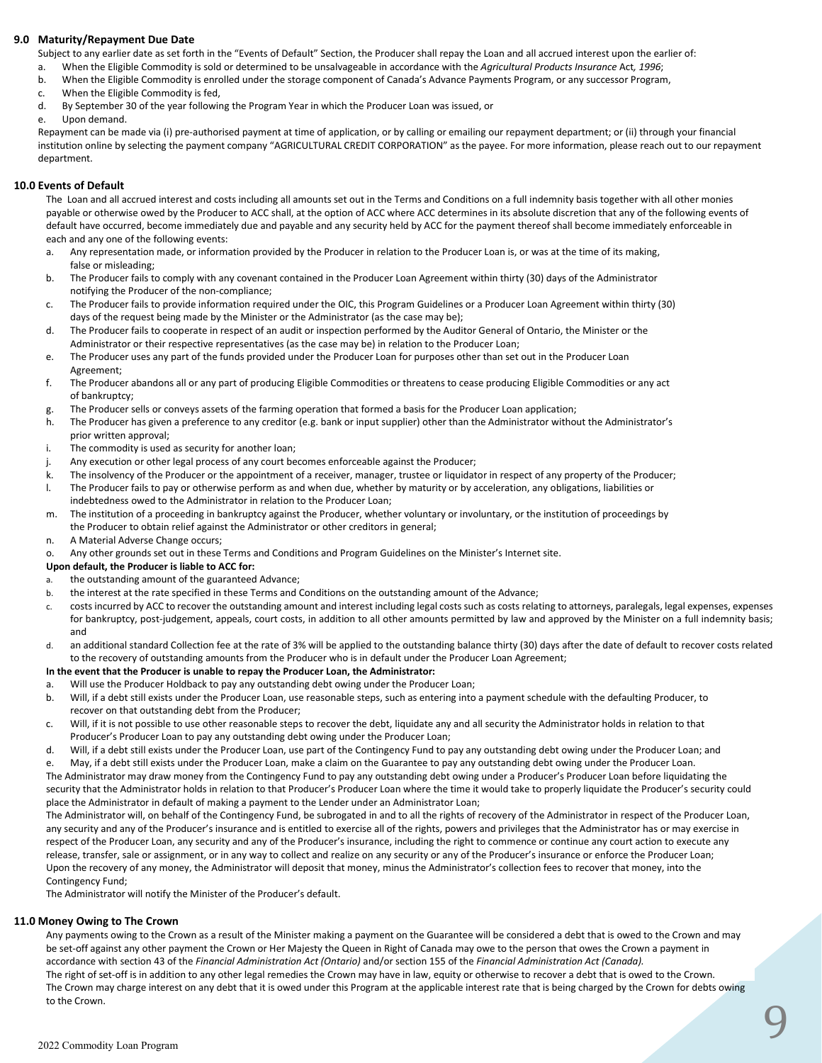## 9.0 Maturity/Repayment Due Date

Subject to any earlier date as set forth in the "Events of Default" Section, the Producer shall repay the Loan and all accrued interest upon the earlier of:

a. When the Eligible Commodity is sold or determined to be unsalvageable in accordance with the *Agricultural Products Insurance* Act*, 1996*;
b. When the Eligible Commodity is enrolled under the storage component of Canada's Advance Payments Program, or any successor Program,
c. When the Eligible Commodity is fed,
d. By September 30 of the year following the Program Year in which the Producer Loan was issued, or
e. Upon demand.

Repayment can be made via (i) pre-authorised payment at time of application, or by calling or emailing our repayment department; or (ii) through your financial institution online by selecting the payment company "AGRICULTURAL CREDIT CORPORATION" as the payee. For more information, please reach out to our repayment department.

## 10.0 Events of Default

The Loan and all accrued interest and costs including all amounts set out in the Terms and Conditions on a full indemnity basis together with all other monies payable or otherwise owed by the Producer to ACC shall, at the option of ACC where ACC determines in its absolute discretion that any of the following events of default have occurred, become immediately due and payable and any security held by ACC for the payment thereof shall become immediately enforceable in each and any one of the following events:

a. Any representation made, or information provided by the Producer in relation to the Producer Loan is, or was at the time of its making, false or misleading;
b. The Producer fails to comply with any covenant contained in the Producer Loan Agreement within thirty (30) days of the Administrator notifying the Producer of the non-compliance;
c. The Producer fails to provide information required under the OIC, this Program Guidelines or a Producer Loan Agreement within thirty (30) days of the request being made by the Minister or the Administrator (as the case may be);
d. The Producer fails to cooperate in respect of an audit or inspection performed by the Auditor General of Ontario, the Minister or the Administrator or their respective representatives (as the case may be) in relation to the Producer Loan;
e. The Producer uses any part of the funds provided under the Producer Loan for purposes other than set out in the Producer Loan Agreement;
f. The Producer abandons all or any part of producing Eligible Commodities or threatens to cease producing Eligible Commodities or any act of bankruptcy;
g. The Producer sells or conveys assets of the farming operation that formed a basis for the Producer Loan application;
h. The Producer has given a preference to any creditor (e.g. bank or input supplier) other than the Administrator without the Administrator's prior written approval;
i. The commodity is used as security for another loan;
j. Any execution or other legal process of any court becomes enforceable against the Producer;
k. The insolvency of the Producer or the appointment of a receiver, manager, trustee or liquidator in respect of any property of the Producer;
l. The Producer fails to pay or otherwise perform as and when due, whether by maturity or by acceleration, any obligations, liabilities or indebtedness owed to the Administrator in relation to the Producer Loan;
m. The institution of a proceeding in bankruptcy against the Producer, whether voluntary or involuntary, or the institution of proceedings by the Producer to obtain relief against the Administrator or other creditors in general;
n. A Material Adverse Change occurs;
o. Any other grounds set out in these Terms and Conditions and Program Guidelines on the Minister's Internet site.

**Upon default, the Producer is liable to ACC for:**

a. the outstanding amount of the guaranteed Advance;
b. the interest at the rate specified in these Terms and Conditions on the outstanding amount of the Advance;
c. costs incurred by ACC to recover the outstanding amount and interest including legal costs such as costs relating to attorneys, paralegals, legal expenses, expenses for bankruptcy, post-judgement, appeals, court costs, in addition to all other amounts permitted by law and approved by the Minister on a full indemnity basis; and
d. an additional standard Collection fee at the rate of 3% will be applied to the outstanding balance thirty (30) days after the date of default to recover costs related to the recovery of outstanding amounts from the Producer who is in default under the Producer Loan Agreement;

**In the event that the Producer is unable to repay the Producer Loan, the Administrator:**

a. Will use the Producer Holdback to pay any outstanding debt owing under the Producer Loan;
b. Will, if a debt still exists under the Producer Loan, use reasonable steps, such as entering into a payment schedule with the defaulting Producer, to recover on that outstanding debt from the Producer;
c. Will, if it is not possible to use other reasonable steps to recover the debt, liquidate any and all security the Administrator holds in relation to that Producer's Producer Loan to pay any outstanding debt owing under the Producer Loan;
d. Will, if a debt still exists under the Producer Loan, use part of the Contingency Fund to pay any outstanding debt owing under the Producer Loan; and
e. May, if a debt still exists under the Producer Loan, make a claim on the Guarantee to pay any outstanding debt owing under the Producer Loan.

The Administrator may draw money from the Contingency Fund to pay any outstanding debt owing under a Producer's Producer Loan before liquidating the security that the Administrator holds in relation to that Producer's Producer Loan where the time it would take to properly liquidate the Producer's security could place the Administrator in default of making a payment to the Lender under an Administrator Loan;

The Administrator will, on behalf of the Contingency Fund, be subrogated in and to all the rights of recovery of the Administrator in respect of the Producer Loan, any security and any of the Producer's insurance and is entitled to exercise all of the rights, powers and privileges that the Administrator has or may exercise in respect of the Producer Loan, any security and any of the Producer's insurance, including the right to commence or continue any court action to execute any release, transfer, sale or assignment, or in any way to collect and realize on any security or any of the Producer's insurance or enforce the Producer Loan;

Upon the recovery of any money, the Administrator will deposit that money, minus the Administrator's collection fees to recover that money, into the Contingency Fund;

The Administrator will notify the Minister of the Producer's default.

## 11.0 Money Owing to The Crown

Any payments owing to the Crown as a result of the Minister making a payment on the Guarantee will be considered a debt that is owed to the Crown and may be set-off against any other payment the Crown or Her Majesty the Queen in Right of Canada may owe to the person that owes the Crown a payment in accordance with section 43 of the *Financial Administration Act (Ontario)* and/or section 155 of the *Financial Administration Act (Canada).*

The right of set-off is in addition to any other legal remedies the Crown may have in law, equity or otherwise to recover a debt that is owed to the Crown.

The Crown may charge interest on any debt that it is owed under this Program at the applicable interest rate that is being charged by the Crown for debts owing to the Crown.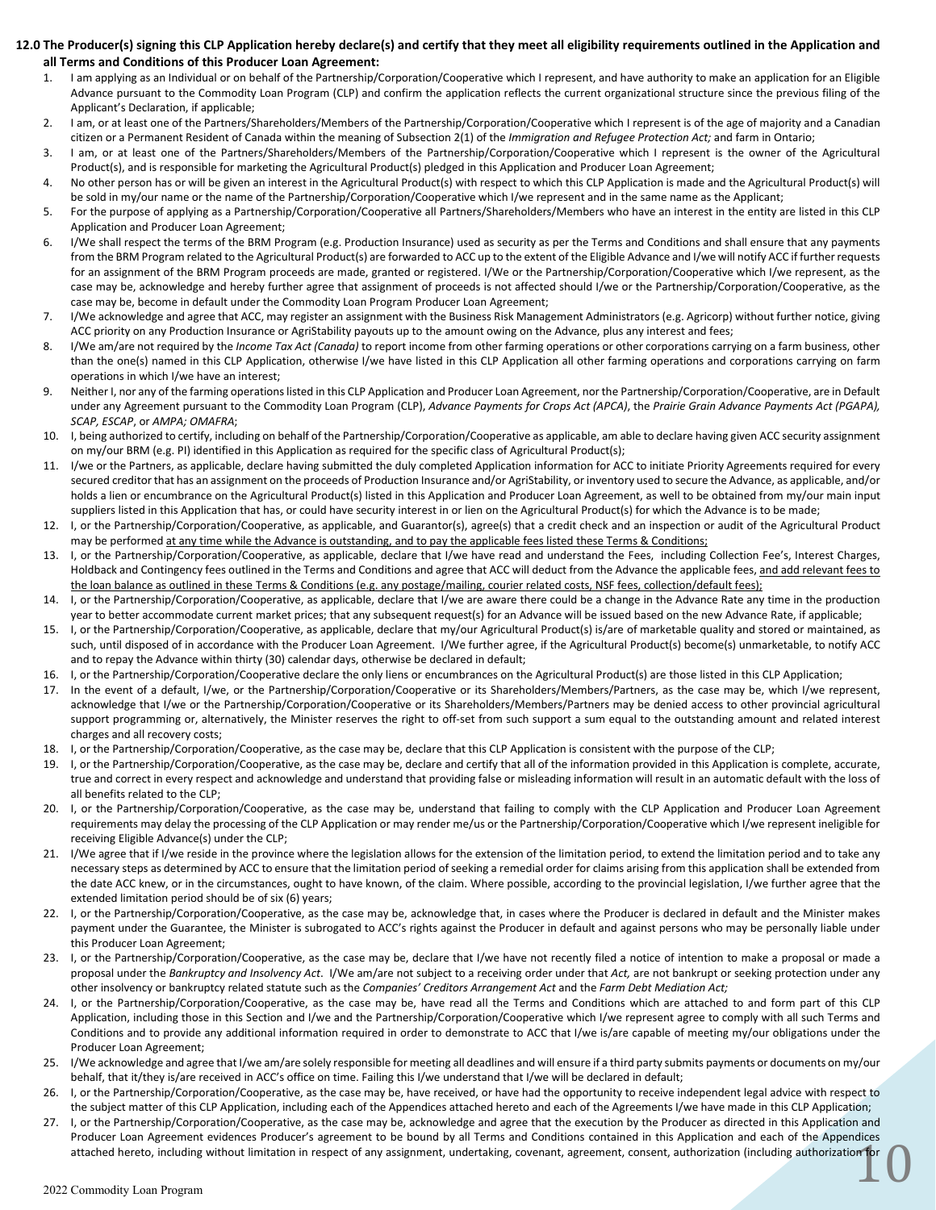**12.0 The Producer(s) signing this CLP Application hereby declare(s) and certify that they meet all eligibility requirements outlined in the Application and all Terms and Conditions of this Producer Loan Agreement:**

1. I am applying as an Individual or on behalf of the Partnership/Corporation/Cooperative which I represent, and have authority to make an application for an Eligible Advance pursuant to the Commodity Loan Program (CLP) and confirm the application reflects the current organizational structure since the previous filing of the Applicant's Declaration, if applicable;
2. I am, or at least one of the Partners/Shareholders/Members of the Partnership/Corporation/Cooperative which I represent is of the age of majority and a Canadian citizen or a Permanent Resident of Canada within the meaning of Subsection 2(1) of the *Immigration and Refugee Protection Act;* and farm in Ontario;
3. I am, or at least one of the Partners/Shareholders/Members of the Partnership/Corporation/Cooperative which I represent is the owner of the Agricultural Product(s), and is responsible for marketing the Agricultural Product(s) pledged in this Application and Producer Loan Agreement;
4. No other person has or will be given an interest in the Agricultural Product(s) with respect to which this CLP Application is made and the Agricultural Product(s) will be sold in my/our name or the name of the Partnership/Corporation/Cooperative which I/we represent and in the same name as the Applicant;
5. For the purpose of applying as a Partnership/Corporation/Cooperative all Partners/Shareholders/Members who have an interest in the entity are listed in this CLP Application and Producer Loan Agreement;
6. I/We shall respect the terms of the BRM Program (e.g. Production Insurance) used as security as per the Terms and Conditions and shall ensure that any payments from the BRM Program related to the Agricultural Product(s) are forwarded to ACC up to the extent of the Eligible Advance and I/we will notify ACC if further requests for an assignment of the BRM Program proceeds are made, granted or registered. I/We or the Partnership/Corporation/Cooperative which I/we represent, as the case may be, acknowledge and hereby further agree that assignment of proceeds is not affected should I/we or the Partnership/Corporation/Cooperative, as the case may be, become in default under the Commodity Loan Program Producer Loan Agreement;
7. I/We acknowledge and agree that ACC, may register an assignment with the Business Risk Management Administrators (e.g. Agricorp) without further notice, giving ACC priority on any Production Insurance or AgriStability payouts up to the amount owing on the Advance, plus any interest and fees;
8. I/We am/are not required by the *Income Tax Act (Canada)* to report income from other farming operations or other corporations carrying on a farm business, other than the one(s) named in this CLP Application, otherwise I/we have listed in this CLP Application all other farming operations and corporations carrying on farm operations in which I/we have an interest;
9. Neither I, nor any of the farming operations listed in this CLP Application and Producer Loan Agreement, nor the Partnership/Corporation/Cooperative, are in Default under any Agreement pursuant to the Commodity Loan Program (CLP), *Advance Payments for Crops Act (APCA)*, the *Prairie Grain Advance Payments Act (PGAPA), SCAP, ESCAP*, or *AMPA; OMAFRA*;
10. I, being authorized to certify, including on behalf of the Partnership/Corporation/Cooperative as applicable, am able to declare having given ACC security assignment on my/our BRM (e.g. PI) identified in this Application as required for the specific class of Agricultural Product(s);
11. I/we or the Partners, as applicable, declare having submitted the duly completed Application information for ACC to initiate Priority Agreements required for every secured creditor that has an assignment on the proceeds of Production Insurance and/or AgriStability, or inventory used to secure the Advance, as applicable, and/or holds a lien or encumbrance on the Agricultural Product(s) listed in this Application and Producer Loan Agreement, as well to be obtained from my/our main input suppliers listed in this Application that has, or could have security interest in or lien on the Agricultural Product(s) for which the Advance is to be made;
12. I, or the Partnership/Corporation/Cooperative, as applicable, and Guarantor(s), agree(s) that a credit check and an inspection or audit of the Agricultural Product may be performed <u>at any time while the Advance is outstanding, and to pay the applicable fees listed these Terms & Conditions;</u>
13. I, or the Partnership/Corporation/Cooperative, as applicable, declare that I/we have read and understand the Fees, including Collection Fee's, Interest Charges, Holdback and Contingency fees outlined in the Terms and Conditions and agree that ACC will deduct from the Advance the applicable fees, <u>and add relevant fees to the loan balance as outlined in these Terms & Conditions (e.g. any postage/mailing, courier related costs, NSF fees, collection/default fees);</u>
14. I, or the Partnership/Corporation/Cooperative, as applicable, declare that I/we are aware there could be a change in the Advance Rate any time in the production year to better accommodate current market prices; that any subsequent request(s) for an Advance will be issued based on the new Advance Rate, if applicable;
15. I, or the Partnership/Corporation/Cooperative, as applicable, declare that my/our Agricultural Product(s) is/are of marketable quality and stored or maintained, as such, until disposed of in accordance with the Producer Loan Agreement. I/We further agree, if the Agricultural Product(s) become(s) unmarketable, to notify ACC and to repay the Advance within thirty (30) calendar days, otherwise be declared in default;
16. I, or the Partnership/Corporation/Cooperative declare the only liens or encumbrances on the Agricultural Product(s) are those listed in this CLP Application;
17. In the event of a default, I/we, or the Partnership/Corporation/Cooperative or its Shareholders/Members/Partners, as the case may be, which I/we represent, acknowledge that I/we or the Partnership/Corporation/Cooperative or its Shareholders/Members/Partners may be denied access to other provincial agricultural support programming or, alternatively, the Minister reserves the right to off-set from such support a sum equal to the outstanding amount and related interest charges and all recovery costs;
18. I, or the Partnership/Corporation/Cooperative, as the case may be, declare that this CLP Application is consistent with the purpose of the CLP;
19. I, or the Partnership/Corporation/Cooperative, as the case may be, declare and certify that all of the information provided in this Application is complete, accurate, true and correct in every respect and acknowledge and understand that providing false or misleading information will result in an automatic default with the loss of all benefits related to the CLP;
20. I, or the Partnership/Corporation/Cooperative, as the case may be, understand that failing to comply with the CLP Application and Producer Loan Agreement requirements may delay the processing of the CLP Application or may render me/us or the Partnership/Corporation/Cooperative which I/we represent ineligible for receiving Eligible Advance(s) under the CLP;
21. I/We agree that if I/we reside in the province where the legislation allows for the extension of the limitation period, to extend the limitation period and to take any necessary steps as determined by ACC to ensure that the limitation period of seeking a remedial order for claims arising from this application shall be extended from the date ACC knew, or in the circumstances, ought to have known, of the claim. Where possible, according to the provincial legislation, I/we further agree that the extended limitation period should be of six (6) years;
22. I, or the Partnership/Corporation/Cooperative, as the case may be, acknowledge that, in cases where the Producer is declared in default and the Minister makes payment under the Guarantee, the Minister is subrogated to ACC's rights against the Producer in default and against persons who may be personally liable under this Producer Loan Agreement;
23. I, or the Partnership/Corporation/Cooperative, as the case may be, declare that I/we have not recently filed a notice of intention to make a proposal or made a proposal under the *Bankruptcy and Insolvency Act*. I/We am/are not subject to a receiving order under that *Act,* are not bankrupt or seeking protection under any other insolvency or bankruptcy related statute such as the *Companies' Creditors Arrangement Act* and the *Farm Debt Mediation Act;*
24. I, or the Partnership/Corporation/Cooperative, as the case may be, have read all the Terms and Conditions which are attached to and form part of this CLP Application, including those in this Section and I/we and the Partnership/Corporation/Cooperative which I/we represent agree to comply with all such Terms and Conditions and to provide any additional information required in order to demonstrate to ACC that I/we is/are capable of meeting my/our obligations under the Producer Loan Agreement;
25. I/We acknowledge and agree that I/we am/are solely responsible for meeting all deadlines and will ensure if a third party submits payments or documents on my/our behalf, that it/they is/are received in ACC's office on time. Failing this I/we understand that I/we will be declared in default;
26. I, or the Partnership/Corporation/Cooperative, as the case may be, have received, or have had the opportunity to receive independent legal advice with respect to the subject matter of this CLP Application, including each of the Appendices attached hereto and each of the Agreements I/we have made in this CLP Application;
27. I, or the Partnership/Corporation/Cooperative, as the case may be, acknowledge and agree that the execution by the Producer as directed in this Application and Producer Loan Agreement evidences Producer's agreement to be bound by all Terms and Conditions contained in this Application and each of the Appendices attached hereto, including without limitation in respect of any assignment, undertaking, covenant, agreement, consent, authorization (including authorization for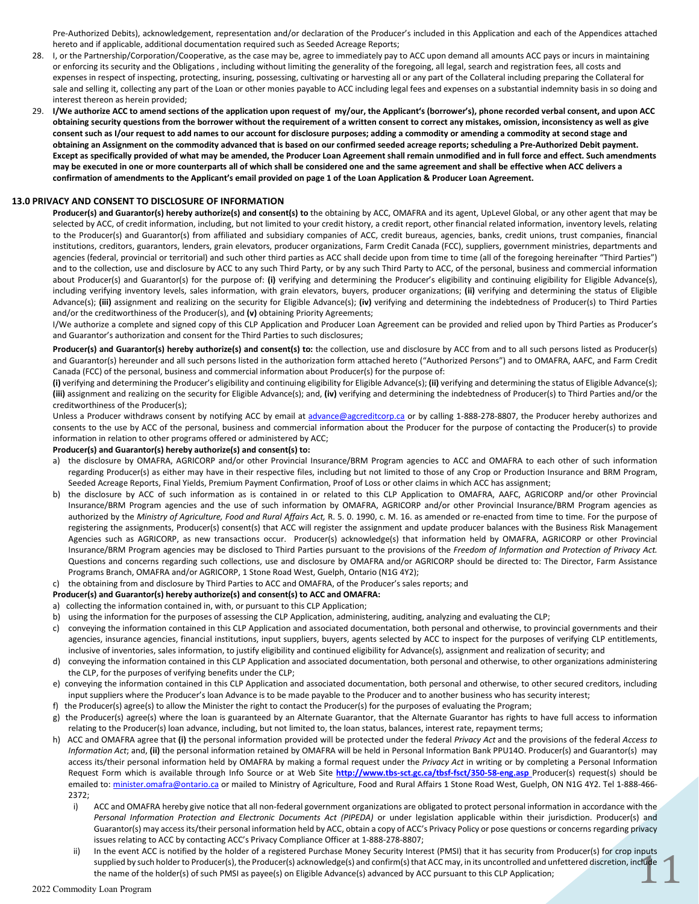Pre-Authorized Debits), acknowledgement, representation and/or declaration of the Producer's included in this Application and each of the Appendices attached hereto and if applicable, additional documentation required such as Seeded Acreage Reports;

28. I, or the Partnership/Corporation/Cooperative, as the case may be, agree to immediately pay to ACC upon demand all amounts ACC pays or incurs in maintaining or enforcing its security and the Obligations , including without limiting the generality of the foregoing, all legal, search and registration fees, all costs and expenses in respect of inspecting, protecting, insuring, possessing, cultivating or harvesting all or any part of the Collateral including preparing the Collateral for sale and selling it, collecting any part of the Loan or other monies payable to ACC including legal fees and expenses on a substantial indemnity basis in so doing and interest thereon as herein provided;
29. **I/We authorize ACC to amend sections of the application upon request of my/our, the Applicant's (borrower's), phone recorded verbal consent, and upon ACC obtaining security questions from the borrower without the requirement of a written consent to correct any mistakes, omission, inconsistency as well as give consent such as I/our request to add names to our account for disclosure purposes; adding a commodity or amending a commodity at second stage and obtaining an Assignment on the commodity advanced that is based on our confirmed seeded acreage reports; scheduling a Pre-Authorized Debit payment. Except as specifically provided of what may be amended, the Producer Loan Agreement shall remain unmodified and in full force and effect. Such amendments may be executed in one or more counterparts all of which shall be considered one and the same agreement and shall be effective when ACC delivers a confirmation of amendments to the Applicant's email provided on page 1 of the Loan Application & Producer Loan Agreement.**

## 13.0 PRIVACY AND CONSENT TO DISCLOSURE OF INFORMATION

**Producer(s) and Guarantor(s) hereby authorize(s) and consent(s) to** the obtaining by ACC, OMAFRA and its agent, UpLevel Global, or any other agent that may be selected by ACC, of credit information, including, but not limited to your credit history, a credit report, other financial related information, inventory levels, relating to the Producer(s) and Guarantor(s) from affiliated and subsidiary companies of ACC, credit bureaus, agencies, banks, credit unions, trust companies, financial institutions, creditors, guarantors, lenders, grain elevators, producer organizations, Farm Credit Canada (FCC), suppliers, government ministries, departments and agencies (federal, provincial or territorial) and such other third parties as ACC shall decide upon from time to time (all of the foregoing hereinafter "Third Parties") and to the collection, use and disclosure by ACC to any such Third Party, or by any such Third Party to ACC, of the personal, business and commercial information about Producer(s) and Guarantor(s) for the purpose of: **(i)** verifying and determining the Producer's eligibility and continuing eligibility for Eligible Advance(s), including verifying inventory levels, sales information, with grain elevators, buyers, producer organizations; **(ii)** verifying and determining the status of Eligible Advance(s); **(iii)** assignment and realizing on the security for Eligible Advance(s); **(iv)** verifying and determining the indebtedness of Producer(s) to Third Parties and/or the creditworthiness of the Producer(s), and **(v)** obtaining Priority Agreements;

I/We authorize a complete and signed copy of this CLP Application and Producer Loan Agreement can be provided and relied upon by Third Parties as Producer's and Guarantor's authorization and consent for the Third Parties to such disclosures;

**Producer(s) and Guarantor(s) hereby authorize(s) and consent(s) to:** the collection, use and disclosure by ACC from and to all such persons listed as Producer(s) and Guarantor(s) hereunder and all such persons listed in the authorization form attached hereto ("Authorized Persons") and to OMAFRA, AAFC, and Farm Credit Canada (FCC) of the personal, business and commercial information about Producer(s) for the purpose of:

**(i)** verifying and determining the Producer's eligibility and continuing eligibility for Eligible Advance(s); **(ii)** verifying and determining the status of Eligible Advance(s); **(iii)** assignment and realizing on the security for Eligible Advance(s); and, **(iv)** verifying and determining the indebtedness of Producer(s) to Third Parties and/or the creditworthiness of the Producer(s);

Unless a Producer withdraws consent by notifying ACC by email at advance@agcreditcorp.ca or by calling 1-888-278-8807, the Producer hereby authorizes and consents to the use by ACC of the personal, business and commercial information about the Producer for the purpose of contacting the Producer(s) to provide information in relation to other programs offered or administered by ACC;

**Producer(s) and Guarantor(s) hereby authorize(s) and consent(s) to:**

a) the disclosure by OMAFRA, AGRICORP and/or other Provincial Insurance/BRM Program agencies to ACC and OMAFRA to each other of such information regarding Producer(s) as either may have in their respective files, including but not limited to those of any Crop or Production Insurance and BRM Program, Seeded Acreage Reports, Final Yields, Premium Payment Confirmation, Proof of Loss or other claims in which ACC has assignment;
b) the disclosure by ACC of such information as is contained in or related to this CLP Application to OMAFRA, AAFC, AGRICORP and/or other Provincial Insurance/BRM Program agencies and the use of such information by OMAFRA, AGRICORP and/or other Provincial Insurance/BRM Program agencies as authorized by the *Ministry of Agriculture, Food and Rural Affairs Act,* R. 5. 0. 1990, c. M. 16. as amended or re-enacted from time to time. For the purpose of registering the assignments, Producer(s) consent(s) that ACC will register the assignment and update producer balances with the Business Risk Management Agencies such as AGRICORP, as new transactions occur. Producer(s) acknowledge(s) that information held by OMAFRA, AGRICORP or other Provincial Insurance/BRM Program agencies may be disclosed to Third Parties pursuant to the provisions of the *Freedom of Information and Protection of Privacy Act.* Questions and concerns regarding such collections, use and disclosure by OMAFRA and/or AGRICORP should be directed to: The Director, Farm Assistance Programs Branch, OMAFRA and/or AGRICORP, 1 Stone Road West, Guelph, Ontario (N1G 4Y2);
c) the obtaining from and disclosure by Third Parties to ACC and OMAFRA, of the Producer's sales reports; and

**Producer(s) and Guarantor(s) hereby authorize(s) and consent(s) to ACC and OMAFRA:**

a) collecting the information contained in, with, or pursuant to this CLP Application;
b) using the information for the purposes of assessing the CLP Application, administering, auditing, analyzing and evaluating the CLP;
c) conveying the information contained in this CLP Application and associated documentation, both personal and otherwise, to provincial governments and their agencies, insurance agencies, financial institutions, input suppliers, buyers, agents selected by ACC to inspect for the purposes of verifying CLP entitlements, inclusive of inventories, sales information, to justify eligibility and continued eligibility for Advance(s), assignment and realization of security; and
d) conveying the information contained in this CLP Application and associated documentation, both personal and otherwise, to other organizations administering the CLP, for the purposes of verifying benefits under the CLP;
e) conveying the information contained in this CLP Application and associated documentation, both personal and otherwise, to other secured creditors, including input suppliers where the Producer's loan Advance is to be made payable to the Producer and to another business who has security interest;
f) the Producer(s) agree(s) to allow the Minister the right to contact the Producer(s) for the purposes of evaluating the Program;
g) the Producer(s) agree(s) where the loan is guaranteed by an Alternate Guarantor, that the Alternate Guarantor has rights to have full access to information relating to the Producer(s) loan advance, including, but not limited to, the loan status, balances, interest rate, repayment terms;
h) ACC and OMAFRA agree that **(i)** the personal information provided will be protected under the federal *Privacy Act* and the provisions of the federal *Access to Information Act*; and, **(ii)** the personal information retained by OMAFRA will be held in Personal Information Bank PPU14O. Producer(s) and Guarantor(s) may access its/their personal information held by OMAFRA by making a formal request under the *Privacy Act* in writing or by completing a Personal Information Request Form which is available through Info Source or at Web Site **http://www.tbs-sct.gc.ca/tbsf-fsct/350-58-eng.asp** Producer(s) request(s) should be emailed to: minister.omafra@ontario.ca or mailed to Ministry of Agriculture, Food and Rural Affairs 1 Stone Road West, Guelph, ON N1G 4Y2. Tel 1-888-466-2372;
   i) ACC and OMAFRA hereby give notice that all non-federal government organizations are obligated to protect personal information in accordance with the *Personal Information Protection and Electronic Documents Act (PIPEDA)* or under legislation applicable within their jurisdiction. Producer(s) and Guarantor(s) may access its/their personal information held by ACC, obtain a copy of ACC's Privacy Policy or pose questions or concerns regarding privacy issues relating to ACC by contacting ACC's Privacy Compliance Officer at 1-888-278-8807;
   ii) In the event ACC is notified by the holder of a registered Purchase Money Security Interest (PMSI) that it has security from Producer(s) for crop inputs supplied by such holder to Producer(s), the Producer(s) acknowledge(s) and confirm(s) that ACC may, in its uncontrolled and unfettered discretion, include the name of the holder(s) of such PMSI as payee(s) on Eligible Advance(s) advanced by ACC pursuant to this CLP Application;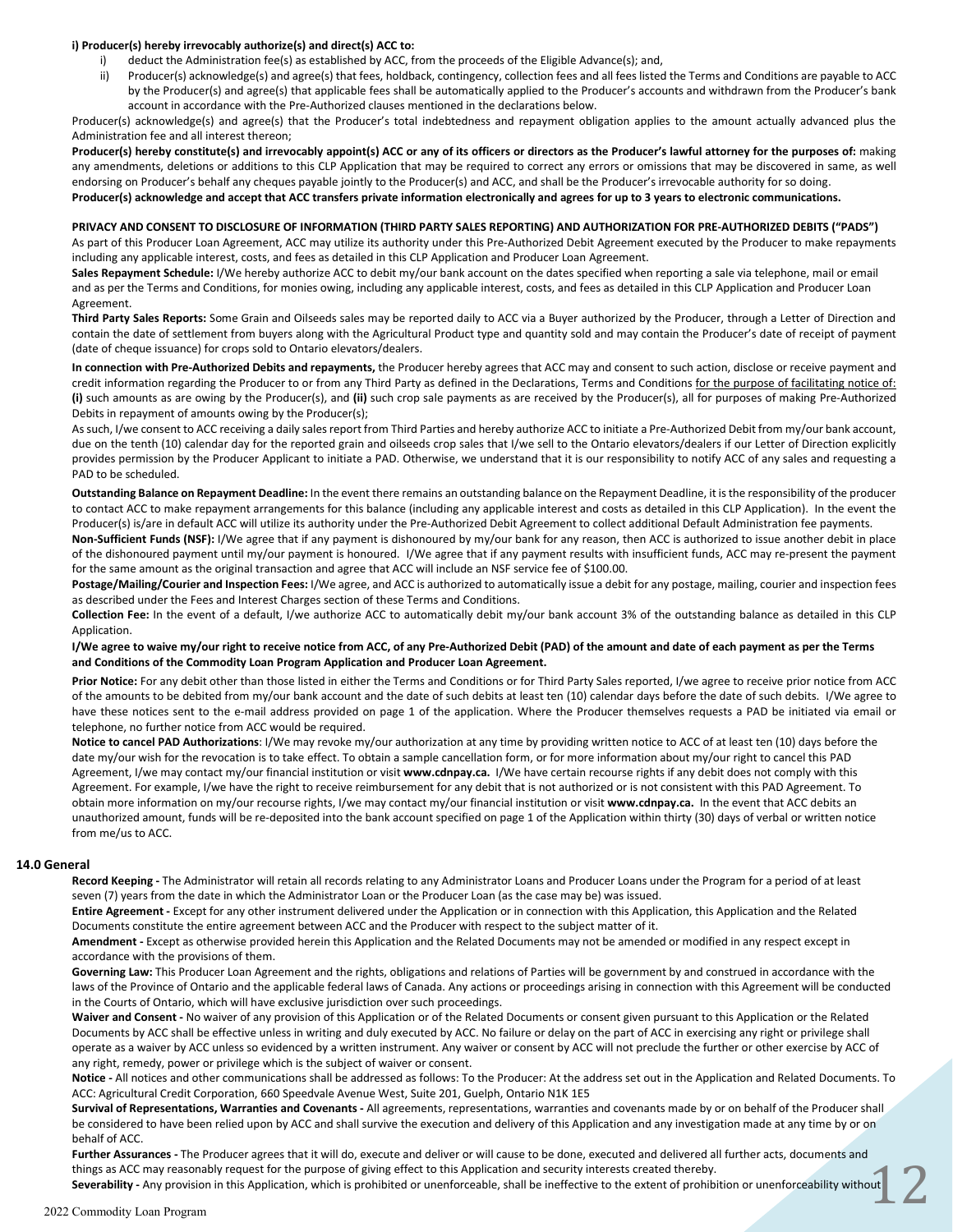**i) Producer(s) hereby irrevocably authorize(s) and direct(s) ACC to:**

i) deduct the Administration fee(s) as established by ACC, from the proceeds of the Eligible Advance(s); and,

ii) Producer(s) acknowledge(s) and agree(s) that fees, holdback, contingency, collection fees and all fees listed the Terms and Conditions are payable to ACC by the Producer(s) and agree(s) that applicable fees shall be automatically applied to the Producer's accounts and withdrawn from the Producer's bank account in accordance with the Pre-Authorized clauses mentioned in the declarations below.

Producer(s) acknowledge(s) and agree(s) that the Producer's total indebtedness and repayment obligation applies to the amount actually advanced plus the Administration fee and all interest thereon;

**Producer(s) hereby constitute(s) and irrevocably appoint(s) ACC or any of its officers or directors as the Producer's lawful attorney for the purposes of:** making any amendments, deletions or additions to this CLP Application that may be required to correct any errors or omissions that may be discovered in same, as well endorsing on Producer's behalf any cheques payable jointly to the Producer(s) and ACC, and shall be the Producer's irrevocable authority for so doing.

**Producer(s) acknowledge and accept that ACC transfers private information electronically and agrees for up to 3 years to electronic communications.**

**PRIVACY AND CONSENT TO DISCLOSURE OF INFORMATION (THIRD PARTY SALES REPORTING) AND AUTHORIZATION FOR PRE-AUTHORIZED DEBITS ("PADS")**

As part of this Producer Loan Agreement, ACC may utilize its authority under this Pre-Authorized Debit Agreement executed by the Producer to make repayments including any applicable interest, costs, and fees as detailed in this CLP Application and Producer Loan Agreement.

**Sales Repayment Schedule:** I/We hereby authorize ACC to debit my/our bank account on the dates specified when reporting a sale via telephone, mail or email and as per the Terms and Conditions, for monies owing, including any applicable interest, costs, and fees as detailed in this CLP Application and Producer Loan Agreement.

**Third Party Sales Reports:** Some Grain and Oilseeds sales may be reported daily to ACC via a Buyer authorized by the Producer, through a Letter of Direction and contain the date of settlement from buyers along with the Agricultural Product type and quantity sold and may contain the Producer's date of receipt of payment (date of cheque issuance) for crops sold to Ontario elevators/dealers.

**In connection with Pre-Authorized Debits and repayments,** the Producer hereby agrees that ACC may and consent to such action, disclose or receive payment and credit information regarding the Producer to or from any Third Party as defined in the Declarations, Terms and Conditions for the purpose of facilitating notice of: **(i)** such amounts as are owing by the Producer(s), and **(ii)** such crop sale payments as are received by the Producer(s), all for purposes of making Pre-Authorized Debits in repayment of amounts owing by the Producer(s);

As such, I/we consent to ACC receiving a daily sales report from Third Parties and hereby authorize ACC to initiate a Pre-Authorized Debit from my/our bank account, due on the tenth (10) calendar day for the reported grain and oilseeds crop sales that I/we sell to the Ontario elevators/dealers if our Letter of Direction explicitly provides permission by the Producer Applicant to initiate a PAD. Otherwise, we understand that it is our responsibility to notify ACC of any sales and requesting a PAD to be scheduled.

**Outstanding Balance on Repayment Deadline:** In the event there remains an outstanding balance on the Repayment Deadline, it is the responsibility of the producer to contact ACC to make repayment arrangements for this balance (including any applicable interest and costs as detailed in this CLP Application). In the event the Producer(s) is/are in default ACC will utilize its authority under the Pre-Authorized Debit Agreement to collect additional Default Administration fee payments.

**Non-Sufficient Funds (NSF):** I/We agree that if any payment is dishonoured by my/our bank for any reason, then ACC is authorized to issue another debit in place of the dishonoured payment until my/our payment is honoured. I/We agree that if any payment results with insufficient funds, ACC may re-present the payment for the same amount as the original transaction and agree that ACC will include an NSF service fee of $100.00.

**Postage/Mailing/Courier and Inspection Fees:** I/We agree, and ACC is authorized to automatically issue a debit for any postage, mailing, courier and inspection fees as described under the Fees and Interest Charges section of these Terms and Conditions.

**Collection Fee:** In the event of a default, I/we authorize ACC to automatically debit my/our bank account 3% of the outstanding balance as detailed in this CLP Application.

**I/We agree to waive my/our right to receive notice from ACC, of any Pre-Authorized Debit (PAD) of the amount and date of each payment as per the Terms and Conditions of the Commodity Loan Program Application and Producer Loan Agreement.**

**Prior Notice:** For any debit other than those listed in either the Terms and Conditions or for Third Party Sales reported, I/we agree to receive prior notice from ACC of the amounts to be debited from my/our bank account and the date of such debits at least ten (10) calendar days before the date of such debits. I/We agree to have these notices sent to the e-mail address provided on page 1 of the application. Where the Producer themselves requests a PAD be initiated via email or telephone, no further notice from ACC would be required.

**Notice to cancel PAD Authorizations**: I/We may revoke my/our authorization at any time by providing written notice to ACC of at least ten (10) days before the date my/our wish for the revocation is to take effect. To obtain a sample cancellation form, or for more information about my/our right to cancel this PAD Agreement, I/we may contact my/our financial institution or visit **www.cdnpay.ca.** I/We have certain recourse rights if any debit does not comply with this Agreement. For example, I/we have the right to receive reimbursement for any debit that is not authorized or is not consistent with this PAD Agreement. To obtain more information on my/our recourse rights, I/we may contact my/our financial institution or visit **www.cdnpay.ca.** In the event that ACC debits an unauthorized amount, funds will be re-deposited into the bank account specified on page 1 of the Application within thirty (30) days of verbal or written notice from me/us to ACC.

## 14.0 General

**Record Keeping -** The Administrator will retain all records relating to any Administrator Loans and Producer Loans under the Program for a period of at least seven (7) years from the date in which the Administrator Loan or the Producer Loan (as the case may be) was issued.

**Entire Agreement -** Except for any other instrument delivered under the Application or in connection with this Application, this Application and the Related Documents constitute the entire agreement between ACC and the Producer with respect to the subject matter of it.

**Amendment -** Except as otherwise provided herein this Application and the Related Documents may not be amended or modified in any respect except in accordance with the provisions of them.

**Governing Law:** This Producer Loan Agreement and the rights, obligations and relations of Parties will be government by and construed in accordance with the laws of the Province of Ontario and the applicable federal laws of Canada. Any actions or proceedings arising in connection with this Agreement will be conducted in the Courts of Ontario, which will have exclusive jurisdiction over such proceedings.

**Waiver and Consent -** No waiver of any provision of this Application or of the Related Documents or consent given pursuant to this Application or the Related Documents by ACC shall be effective unless in writing and duly executed by ACC. No failure or delay on the part of ACC in exercising any right or privilege shall operate as a waiver by ACC unless so evidenced by a written instrument. Any waiver or consent by ACC will not preclude the further or other exercise by ACC of any right, remedy, power or privilege which is the subject of waiver or consent.

**Notice -** All notices and other communications shall be addressed as follows: To the Producer: At the address set out in the Application and Related Documents. To ACC: Agricultural Credit Corporation, 660 Speedvale Avenue West, Suite 201, Guelph, Ontario N1K 1E5

**Survival of Representations, Warranties and Covenants -** All agreements, representations, warranties and covenants made by or on behalf of the Producer shall be considered to have been relied upon by ACC and shall survive the execution and delivery of this Application and any investigation made at any time by or on behalf of ACC.

**Further Assurances -** The Producer agrees that it will do, execute and deliver or will cause to be done, executed and delivered all further acts, documents and things as ACC may reasonably request for the purpose of giving effect to this Application and security interests created thereby.

**Severability -** Any provision in this Application, which is prohibited or unenforceable, shall be ineffective to the extent of prohibition or unenforceability without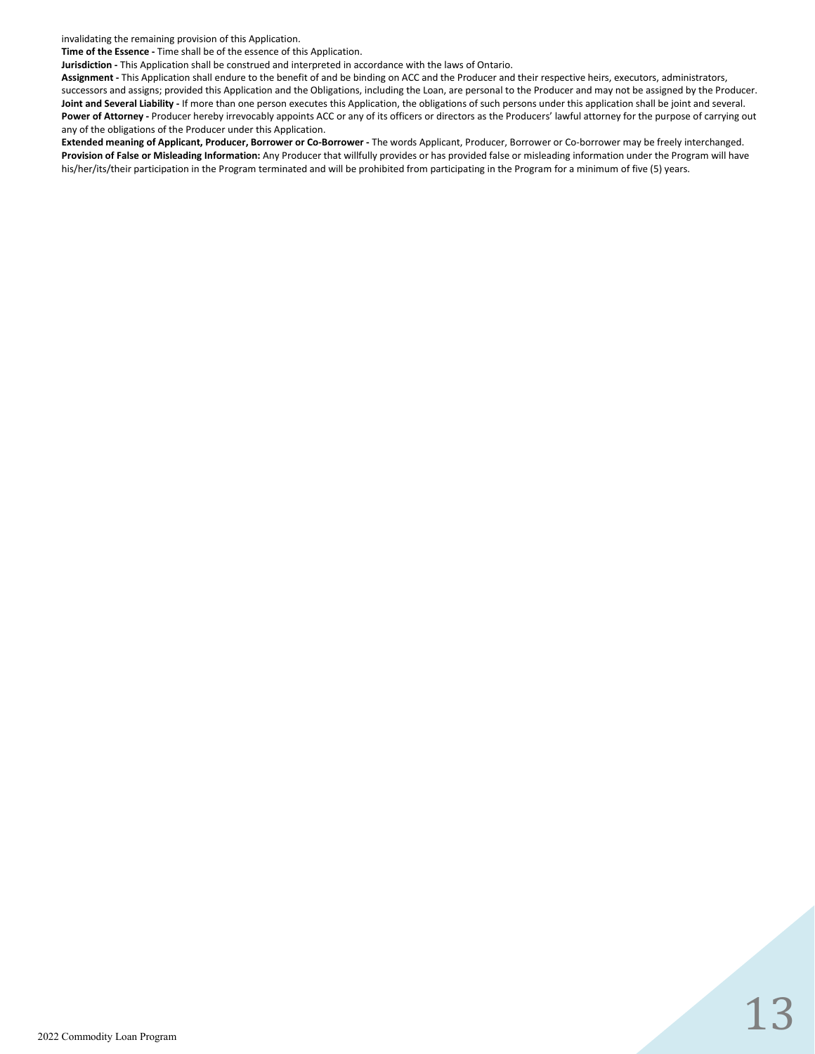invalidating the remaining provision of this Application.

**Time of the Essence -** Time shall be of the essence of this Application.

**Jurisdiction -** This Application shall be construed and interpreted in accordance with the laws of Ontario.

**Assignment -** This Application shall endure to the benefit of and be binding on ACC and the Producer and their respective heirs, executors, administrators, successors and assigns; provided this Application and the Obligations, including the Loan, are personal to the Producer and may not be assigned by the Producer.

**Joint and Several Liability -** If more than one person executes this Application, the obligations of such persons under this application shall be joint and several.

**Power of Attorney -** Producer hereby irrevocably appoints ACC or any of its officers or directors as the Producers' lawful attorney for the purpose of carrying out any of the obligations of the Producer under this Application.

**Extended meaning of Applicant, Producer, Borrower or Co-Borrower -** The words Applicant, Producer, Borrower or Co-borrower may be freely interchanged.

**Provision of False or Misleading Information:** Any Producer that willfully provides or has provided false or misleading information under the Program will have his/her/its/their participation in the Program terminated and will be prohibited from participating in the Program for a minimum of five (5) years.